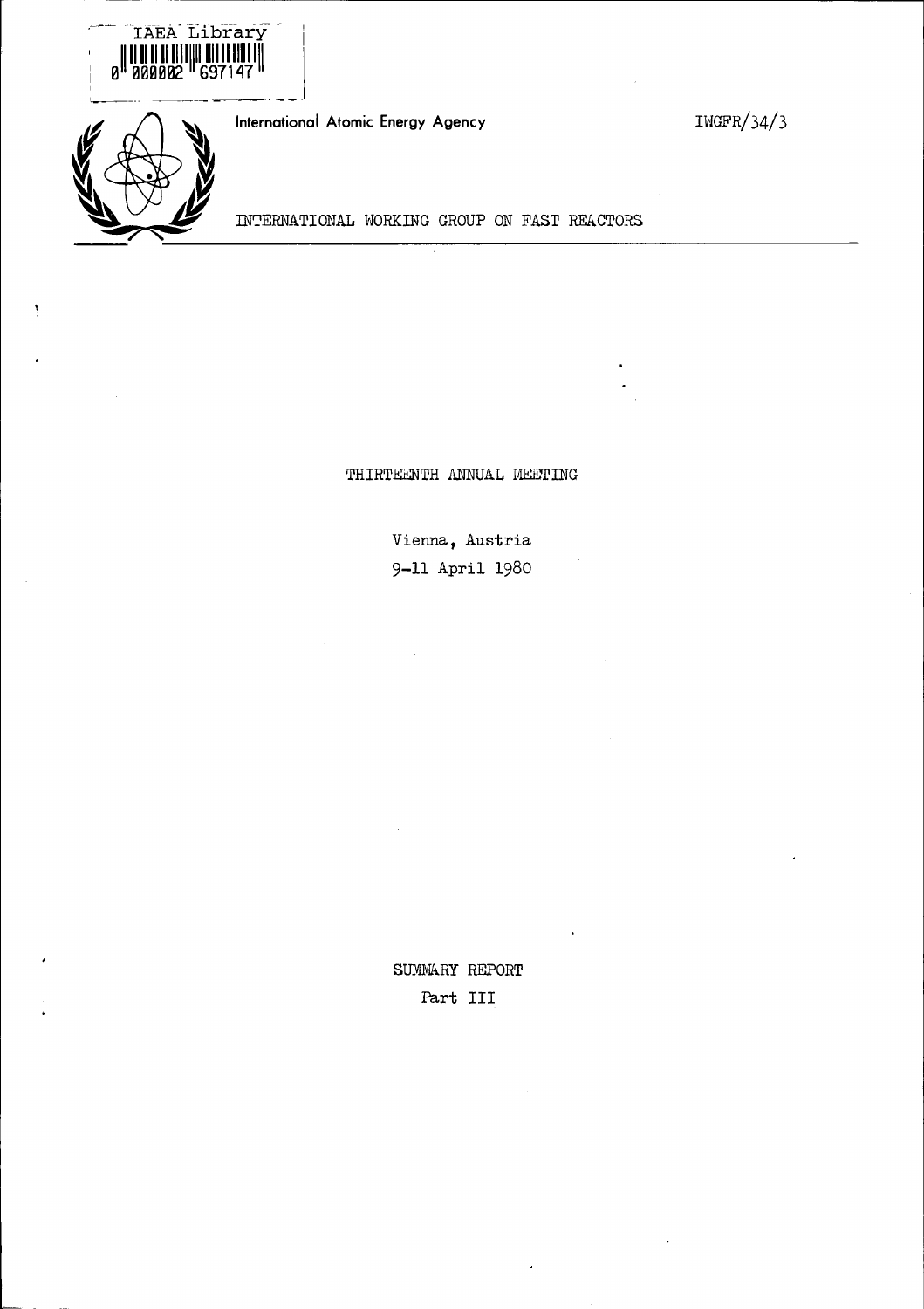IAEA Library

0 000002 697147

International Atomic Energy Agency

IWGFR/34/3

INTERNATIONAL WORKING GROUP ON FAST REACTORS

THIRTEENTH ANNUAL MEETING

Vienna, Austria

9-11 April 1980

SUMMARY REPORT

Part III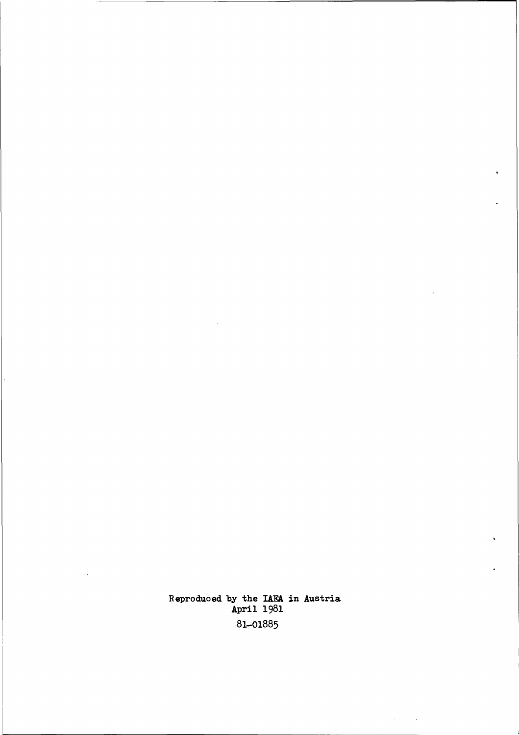Reproduced by the IAEA in Austria
April 1981

81-01885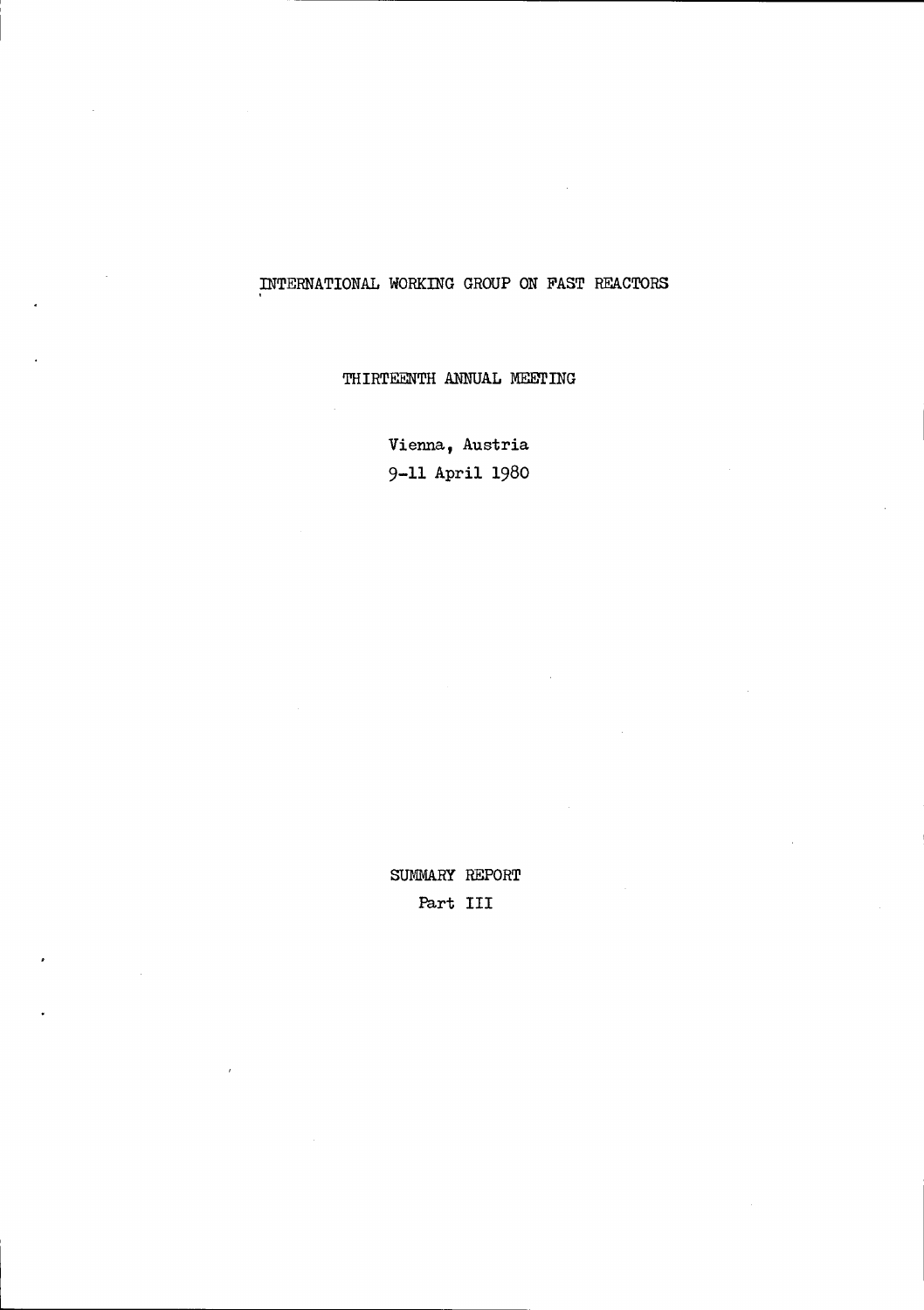# INTERNATIONAL WORKING GROUP ON FAST REACTORS

## THIRTEENTH ANNUAL MEETING

Vienna, Austria

9-11 April 1980

SUMMARY REPORT

Part III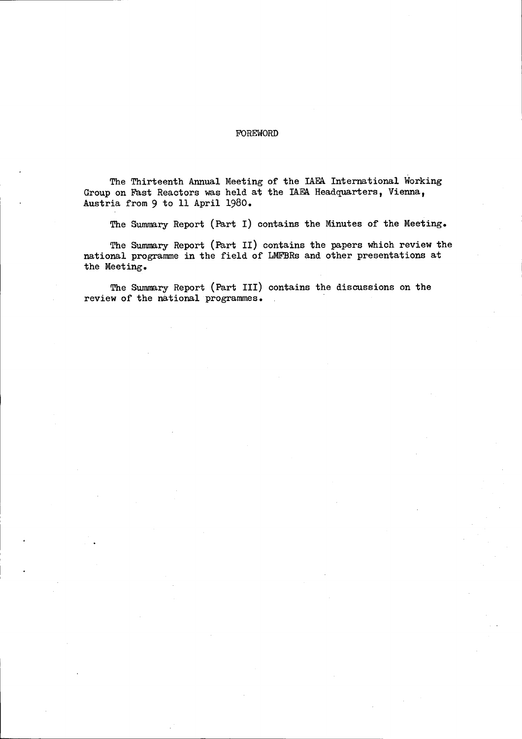# FOREWORD

The Thirteenth Annual Meeting of the IAEA International Working Group on Fast Reactors was held at the IAEA Headquarters, Vienna, Austria from 9 to 11 April 1980.

The Summary Report (Part I) contains the Minutes of the Meeting.

The Summary Report (Part II) contains the papers which review the national programme in the field of LMFBRs and other presentations at the Meeting.

The Summary Report (Part III) contains the discussions on the review of the national programmes.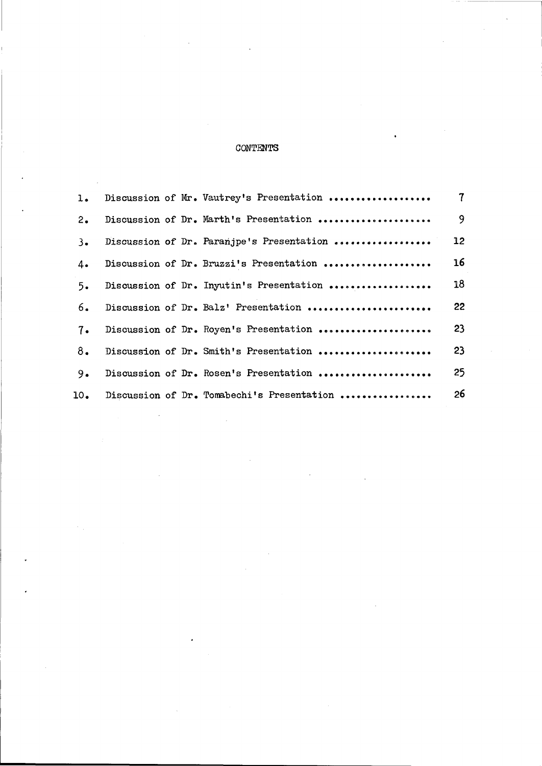# CONTENTS

1. Discussion of Mr. Vautrey's Presentation .................. 7
2. Discussion of Dr. Marth's Presentation .................... 9
3. Discussion of Dr. Paranjpe's Presentation ................. 12
4. Discussion of Dr. Bruzzi's Presentation ................... 16
5. Discussion of Dr. Inyutin's Presentation .................. 18
6. Discussion of Dr. Balz' Presentation ...................... 22
7. Discussion of Dr. Royen's Presentation .................... 23
8. Discussion of Dr. Smith's Presentation .................... 23
9. Discussion of Dr. Rosen's Presentation .................... 25
10. Discussion of Dr. Tomabechi's Presentation ................ 26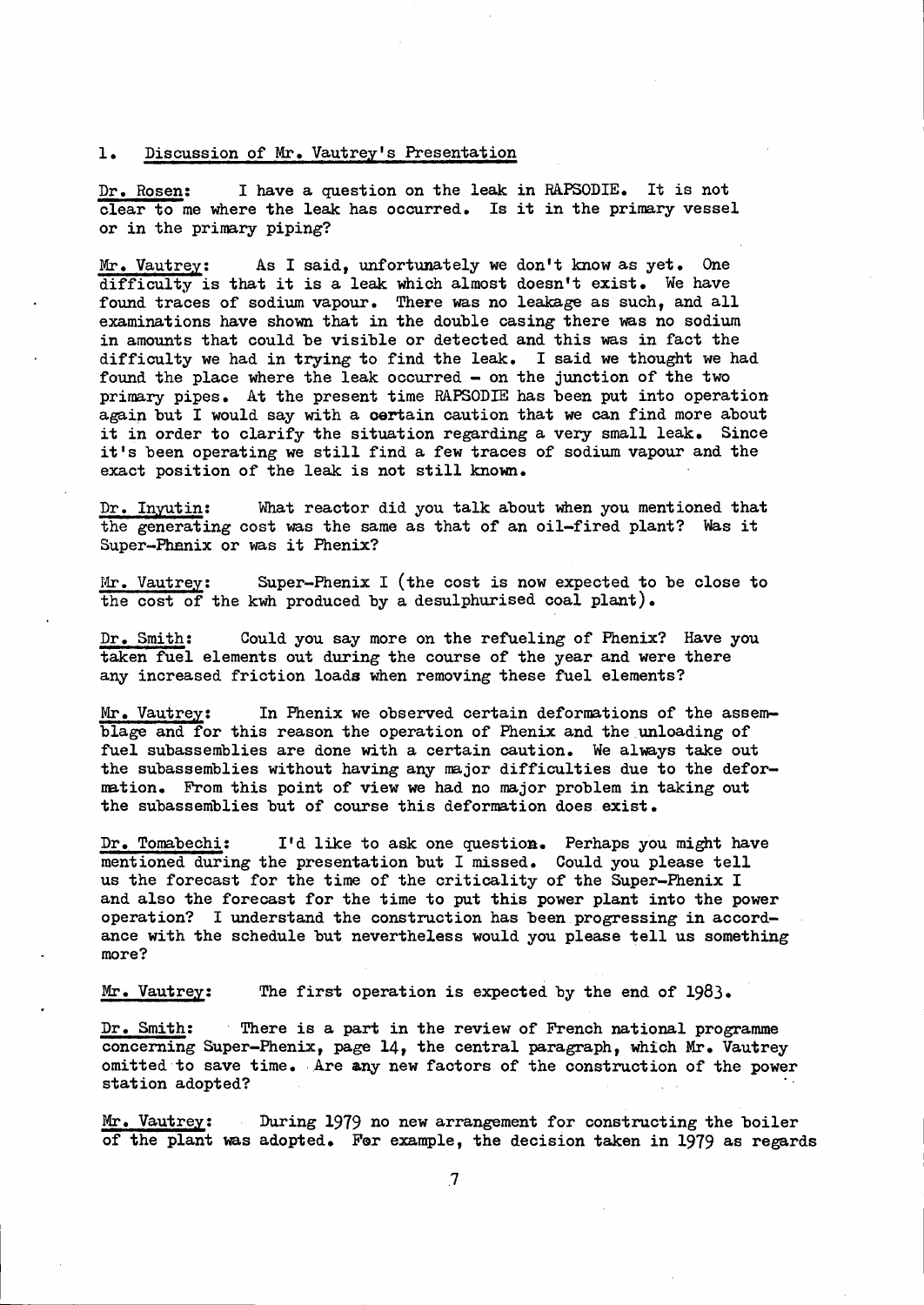## 1. Discussion of Mr. Vautrey's Presentation

Dr. Rosen: I have a question on the leak in RAPSODIE. It is not clear to me where the leak has occurred. Is it in the primary vessel or in the primary piping?

Mr. Vautrey: As I said, unfortunately we don't know as yet. One difficulty is that it is a leak which almost doesn't exist. We have found traces of sodium vapour. There was no leakage as such, and all examinations have shown that in the double casing there was no sodium in amounts that could be visible or detected and this was in fact the difficulty we had in trying to find the leak. I said we thought we had found the place where the leak occurred - on the junction of the two primary pipes. At the present time RAPSODIE has been put into operation again but I would say with a certain caution that we can find more about it in order to clarify the situation regarding a very small leak. Since it's been operating we still find a few traces of sodium vapour and the exact position of the leak is not still known.

Dr. Inyutin: What reactor did you talk about when you mentioned that the generating cost was the same as that of an oil-fired plant? Was it Super-Phenix or was it Phenix?

Mr. Vautrey: Super-Phenix I (the cost is now expected to be close to the cost of the kwh produced by a desulphurised coal plant).

Dr. Smith: Could you say more on the refueling of Phenix? Have you taken fuel elements out during the course of the year and were there any increased friction loads when removing these fuel elements?

Mr. Vautrey: In Phenix we observed certain deformations of the assemblage and for this reason the operation of Phenix and the unloading of fuel subassemblies are done with a certain caution. We always take out the subassemblies without having any major difficulties due to the deformation. From this point of view we had no major problem in taking out the subassemblies but of course this deformation does exist.

Dr. Tomabechi: I'd like to ask one question. Perhaps you might have mentioned during the presentation but I missed. Could you please tell us the forecast for the time of the criticality of the Super-Phenix I and also the forecast for the time to put this power plant into the power operation? I understand the construction has been progressing in accordance with the schedule but nevertheless would you please tell us something more?

Mr. Vautrey: The first operation is expected by the end of 1983.

Dr. Smith: There is a part in the review of French national programme concerning Super-Phenix, page 14, the central paragraph, which Mr. Vautrey omitted to save time. Are any new factors of the construction of the power station adopted?

Mr. Vautrey: During 1979 no new arrangement for constructing the boiler of the plant was adopted. For example, the decision taken in 1979 as regards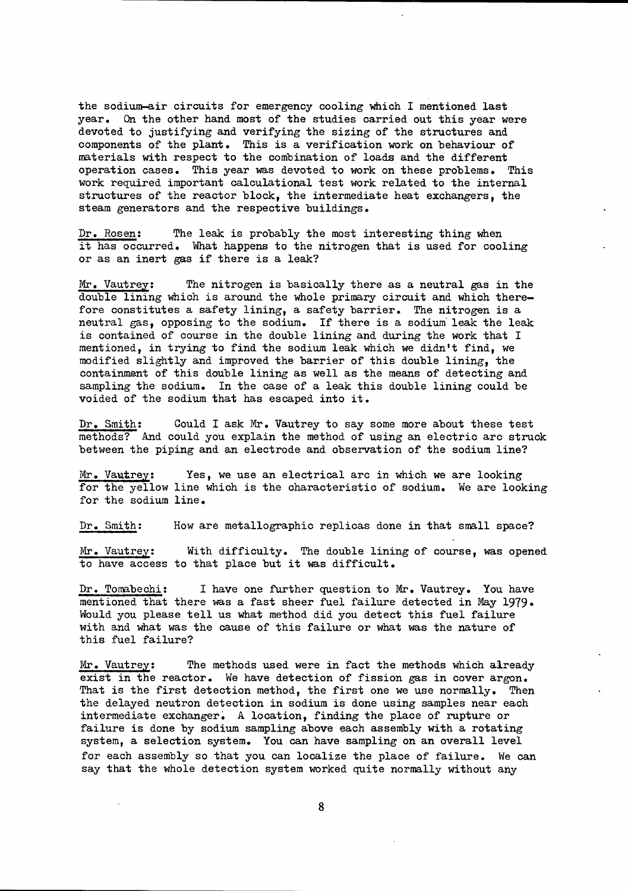the sodium-air circuits for emergency cooling which I mentioned last year. On the other hand most of the studies carried out this year were devoted to justifying and verifying the sizing of the structures and components of the plant. This is a verification work on behaviour of materials with respect to the combination of loads and the different operation cases. This year was devoted to work on these problems. This work required important calculational test work related to the internal structures of the reactor block, the intermediate heat exchangers, the steam generators and the respective buildings.

Dr. Rosen: The leak is probably the most interesting thing when it has occurred. What happens to the nitrogen that is used for cooling or as an inert gas if there is a leak?

Mr. Vautrey: The nitrogen is basically there as a neutral gas in the double lining which is around the whole primary circuit and which therefore constitutes a safety lining, a safety barrier. The nitrogen is a neutral gas, opposing to the sodium. If there is a sodium leak the leak is contained of course in the double lining and during the work that I mentioned, in trying to find the sodium leak which we didn't find, we modified slightly and improved the barrier of this double lining, the containment of this double lining as well as the means of detecting and sampling the sodium. In the case of a leak this double lining could be voided of the sodium that has escaped into it.

Dr. Smith: Could I ask Mr. Vautrey to say some more about these test methods? And could you explain the method of using an electric arc struck between the piping and an electrode and observation of the sodium line?

Mr. Vautrey: Yes, we use an electrical arc in which we are looking for the yellow line which is the characteristic of sodium. We are looking for the sodium line.

Dr. Smith: How are metallographic replicas done in that small space?

Mr. Vautrey: With difficulty. The double lining of course, was opened to have access to that place but it was difficult.

Dr. Tomabechi: I have one further question to Mr. Vautrey. You have mentioned that there was a fast sheer fuel failure detected in May 1979. Would you please tell us what method did you detect this fuel failure with and what was the cause of this failure or what was the nature of this fuel failure?

Mr. Vautrey: The methods used were in fact the methods which already exist in the reactor. We have detection of fission gas in cover argon. That is the first detection method, the first one we use normally. Then the delayed neutron detection in sodium is done using samples near each intermediate exchanger. A location, finding the place of rupture or failure is done by sodium sampling above each assembly with a rotating system, a selection system. You can have sampling on an overall level for each assembly so that you can localize the place of failure. We can say that the whole detection system worked quite normally without any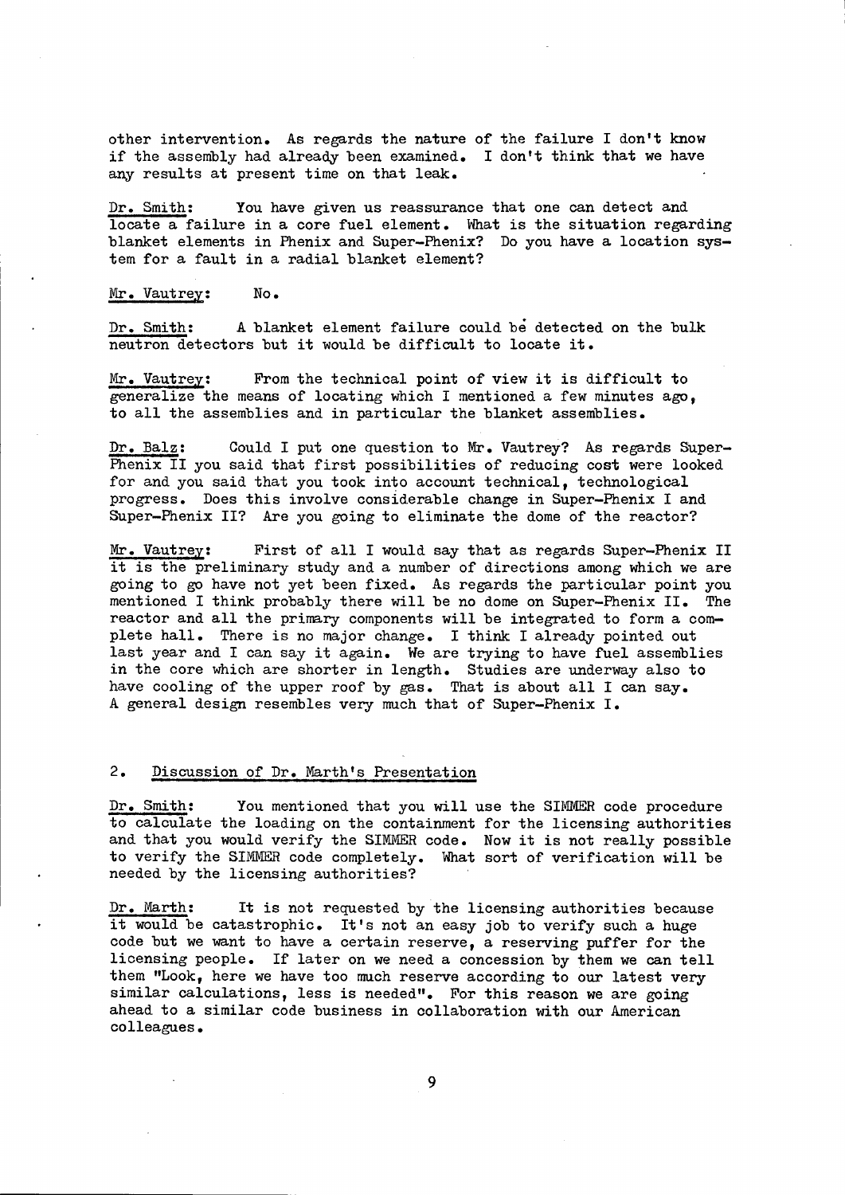other intervention. As regards the nature of the failure I don't know if the assembly had already been examined. I don't think that we have any results at present time on that leak.

Dr. Smith: You have given us reassurance that one can detect and locate a failure in a core fuel element. What is the situation regarding blanket elements in Phenix and Super-Phenix? Do you have a location system for a fault in a radial blanket element?

Mr. Vautrey: No.

Dr. Smith: A blanket element failure could be detected on the bulk neutron detectors but it would be difficult to locate it.

Mr. Vautrey: From the technical point of view it is difficult to generalize the means of locating which I mentioned a few minutes ago, to all the assemblies and in particular the blanket assemblies.

Dr. Balz: Could I put one question to Mr. Vautrey? As regards Super-Phenix II you said that first possibilities of reducing cost were looked for and you said that you took into account technical, technological progress. Does this involve considerable change in Super-Phenix I and Super-Phenix II? Are you going to eliminate the dome of the reactor?

Mr. Vautrey: First of all I would say that as regards Super-Phenix II it is the preliminary study and a number of directions among which we are going to go have not yet been fixed. As regards the particular point you mentioned I think probably there will be no dome on Super-Phenix II. The reactor and all the primary components will be integrated to form a complete hall. There is no major change. I think I already pointed out last year and I can say it again. We are trying to have fuel assemblies in the core which are shorter in length. Studies are underway also to have cooling of the upper roof by gas. That is about all I can say. A general design resembles very much that of Super-Phenix I.

## 2. Discussion of Dr. Marth's Presentation

Dr. Smith: You mentioned that you will use the SIMMER code procedure to calculate the loading on the containment for the licensing authorities and that you would verify the SIMMER code. Now it is not really possible to verify the SIMMER code completely. What sort of verification will be needed by the licensing authorities?

Dr. Marth: It is not requested by the licensing authorities because it would be catastrophic. It's not an easy job to verify such a huge code but we want to have a certain reserve, a reserving puffer for the licensing people. If later on we need a concession by them we can tell them "Look, here we have too much reserve according to our latest very similar calculations, less is needed". For this reason we are going ahead to a similar code business in collaboration with our American colleagues.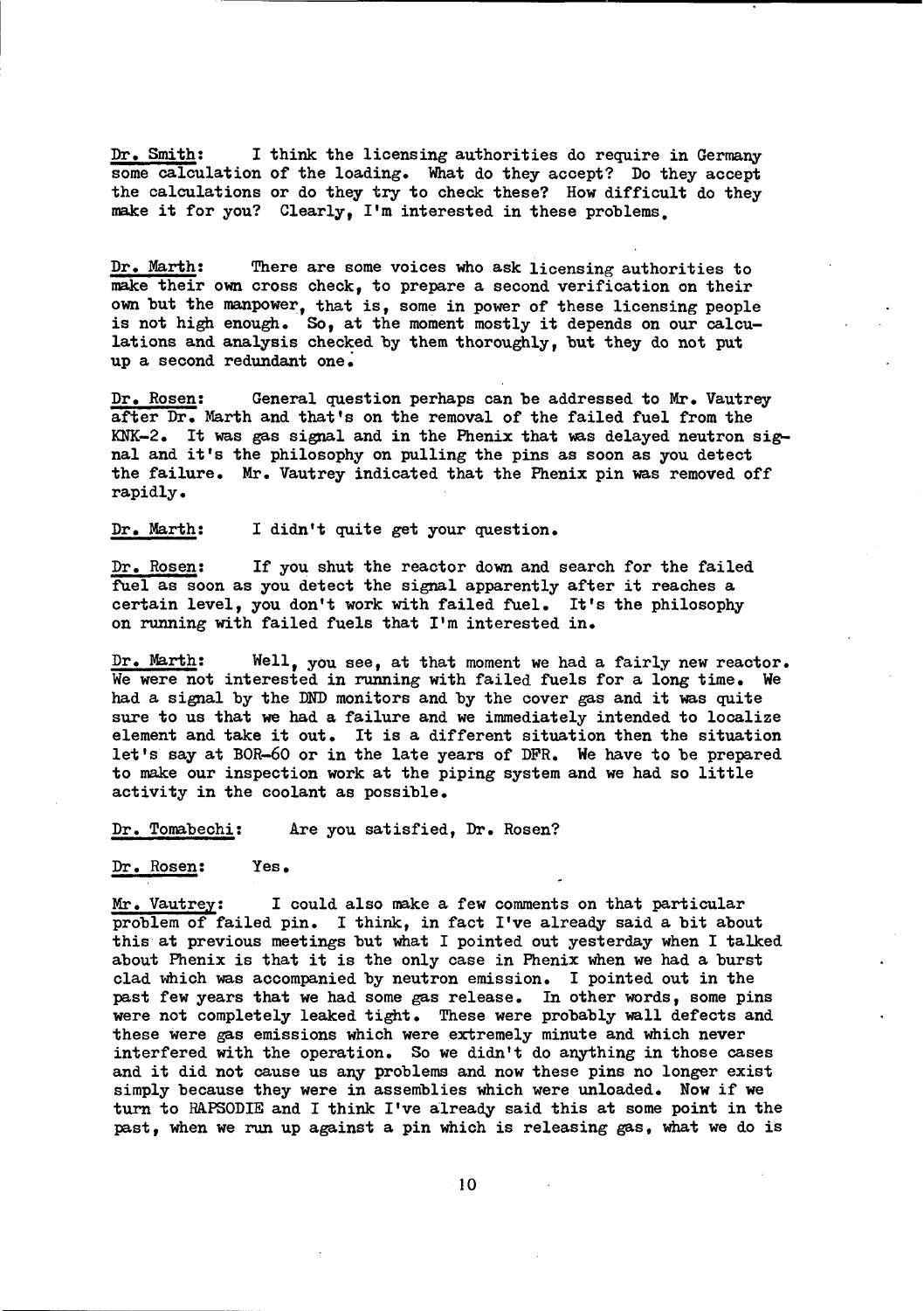Dr. Smith: I think the licensing authorities do require in Germany some calculation of the loading. What do they accept? Do they accept the calculations or do they try to check these? How difficult do they make it for you? Clearly, I'm interested in these problems.

Dr. Marth: There are some voices who ask licensing authorities to make their own cross check, to prepare a second verification on their own but the manpower, that is, some in power of these licensing people is not high enough. So, at the moment mostly it depends on our calculations and analysis checked by them thoroughly, but they do not put up a second redundant one.

Dr. Rosen: General question perhaps can be addressed to Mr. Vautrey after Dr. Marth and that's on the removal of the failed fuel from the KNK-2. It was gas signal and in the Phenix that was delayed neutron signal and it's the philosophy on pulling the pins as soon as you detect the failure. Mr. Vautrey indicated that the Phenix pin was removed off rapidly.

Dr. Marth: I didn't quite get your question.

Dr. Rosen: If you shut the reactor down and search for the failed fuel as soon as you detect the signal apparently after it reaches a certain level, you don't work with failed fuel. It's the philosophy on running with failed fuels that I'm interested in.

Dr. Marth: Well, you see, at that moment we had a fairly new reactor. We were not interested in running with failed fuels for a long time. We had a signal by the DND monitors and by the cover gas and it was quite sure to us that we had a failure and we immediately intended to localize element and take it out. It is a different situation then the situation let's say at BOR-60 or in the late years of DFR. We have to be prepared to make our inspection work at the piping system and we had so little activity in the coolant as possible.

Dr. Tomabechi: Are you satisfied, Dr. Rosen?

Dr. Rosen: Yes.

Mr. Vautrey: I could also make a few comments on that particular problem of failed pin. I think, in fact I've already said a bit about this at previous meetings but what I pointed out yesterday when I talked about Phenix is that it is the only case in Phenix when we had a burst clad which was accompanied by neutron emission. I pointed out in the past few years that we had some gas release. In other words, some pins were not completely leaked tight. These were probably wall defects and these were gas emissions which were extremely minute and which never interfered with the operation. So we didn't do anything in those cases and it did not cause us any problems and now these pins no longer exist simply because they were in assemblies which were unloaded. Now if we turn to RAPSODIE and I think I've already said this at some point in the past, when we run up against a pin which is releasing gas, what we do is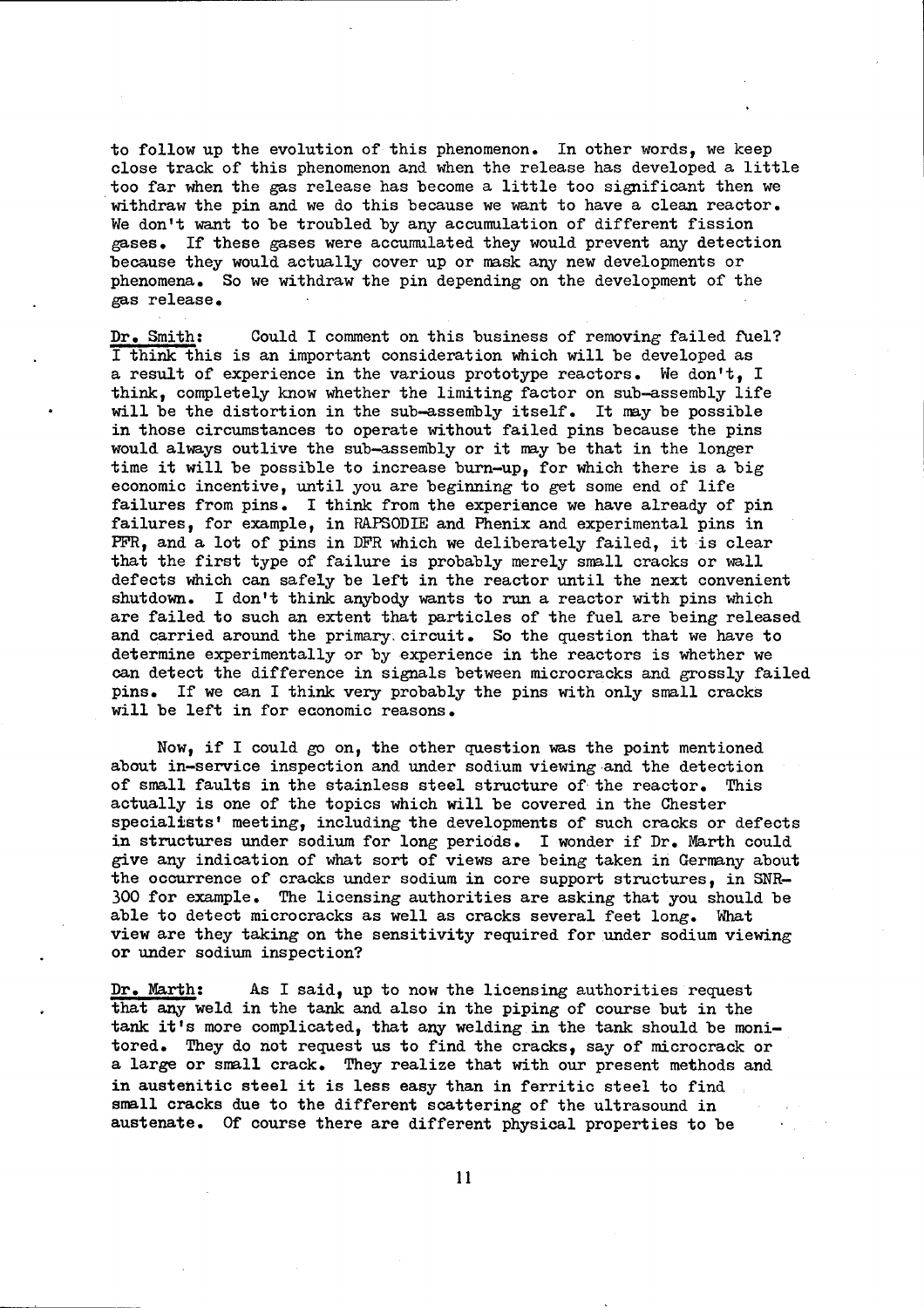to follow up the evolution of this phenomenon. In other words, we keep close track of this phenomenon and when the release has developed a little too far when the gas release has become a little too significant then we withdraw the pin and we do this because we want to have a clean reactor. We don't want to be troubled by any accumulation of different fission gases. If these gases were accumulated they would prevent any detection because they would actually cover up or mask any new developments or phenomena. So we withdraw the pin depending on the development of the gas release.

Dr. Smith: Could I comment on this business of removing failed fuel? I think this is an important consideration which will be developed as a result of experience in the various prototype reactors. We don't, I think, completely know whether the limiting factor on sub-assembly life will be the distortion in the sub-assembly itself. It may be possible in those circumstances to operate without failed pins because the pins would always outlive the sub-assembly or it may be that in the longer time it will be possible to increase burn-up, for which there is a big economic incentive, until you are beginning to get some end of life failures from pins. I think from the experience we have already of pin failures, for example, in RAPSODIE and Phenix and experimental pins in PFR, and a lot of pins in DFR which we deliberately failed, it is clear that the first type of failure is probably merely small cracks or wall defects which can safely be left in the reactor until the next convenient shutdown. I don't think anybody wants to run a reactor with pins which are failed to such an extent that particles of the fuel are being released and carried around the primary circuit. So the question that we have to determine experimentally or by experience in the reactors is whether we can detect the difference in signals between microcracks and grossly failed pins. If we can I think very probably the pins with only small cracks will be left in for economic reasons.

Now, if I could go on, the other question was the point mentioned about in-service inspection and under sodium viewing and the detection of small faults in the stainless steel structure of the reactor. This actually is one of the topics which will be covered in the Chester specialists' meeting, including the developments of such cracks or defects in structures under sodium for long periods. I wonder if Dr. Marth could give any indication of what sort of views are being taken in Germany about the occurrence of cracks under sodium in core support structures, in SNR-300 for example. The licensing authorities are asking that you should be able to detect microcracks as well as cracks several feet long. What view are they taking on the sensitivity required for under sodium viewing or under sodium inspection?

Dr. Marth: As I said, up to now the licensing authorities request that any weld in the tank and also in the piping of course but in the tank it's more complicated, that any welding in the tank should be monitored. They do not request us to find the cracks, say of microcrack or a large or small crack. They realize that with our present methods and in austenitic steel it is less easy than in ferritic steel to find small cracks due to the different scattering of the ultrasound in austenate. Of course there are different physical properties to be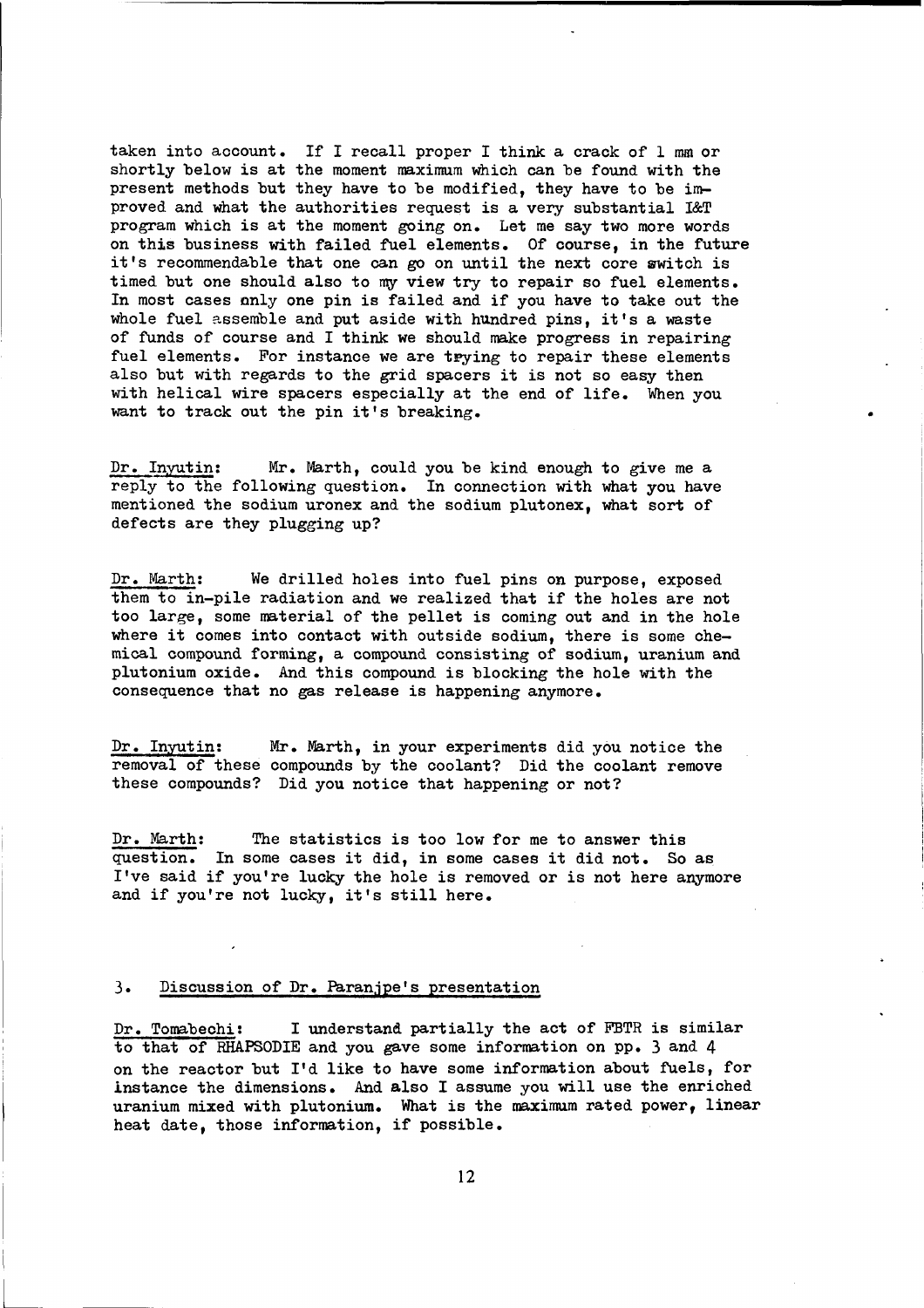taken into account. If I recall proper I think a crack of 1 mm or shortly below is at the moment maximum which can be found with the present methods but they have to be modified, they have to be improved and what the authorities request is a very substantial I&T program which is at the moment going on. Let me say two more words on this business with failed fuel elements. Of course, in the future it's recommendable that one can go on until the next core switch is timed but one should also to my view try to repair so fuel elements. In most cases only one pin is failed and if you have to take out the whole fuel assemble and put aside with hundred pins, it's a waste of funds of course and I think we should make progress in repairing fuel elements. For instance we are trying to repair these elements also but with regards to the grid spacers it is not so easy then with helical wire spacers especially at the end of life. When you want to track out the pin it's breaking.

Dr. Inyutin: Mr. Marth, could you be kind enough to give me a reply to the following question. In connection with what you have mentioned the sodium uronex and the sodium plutonex, what sort of defects are they plugging up?

Dr. Marth: We drilled holes into fuel pins on purpose, exposed them to in-pile radiation and we realized that if the holes are not too large, some material of the pellet is coming out and in the hole where it comes into contact with outside sodium, there is some chemical compound forming, a compound consisting of sodium, uranium and plutonium oxide. And this compound is blocking the hole with the consequence that no gas release is happening anymore.

Dr. Inyutin: Mr. Marth, in your experiments did you notice the removal of these compounds by the coolant? Did the coolant remove these compounds? Did you notice that happening or not?

Dr. Marth: The statistics is too low for me to answer this question. In some cases it did, in some cases it did not. So as I've said if you're lucky the hole is removed or is not here anymore and if you're not lucky, it's still here.

## 3. Discussion of Dr. Paranjpe's presentation

Dr. Tomabechi: I understand partially the act of FBTR is similar to that of RHAPSODIE and you gave some information on pp. 3 and 4 on the reactor but I'd like to have some information about fuels, for instance the dimensions. And also I assume you will use the enriched uranium mixed with plutonium. What is the maximum rated power, linear heat date, those information, if possible.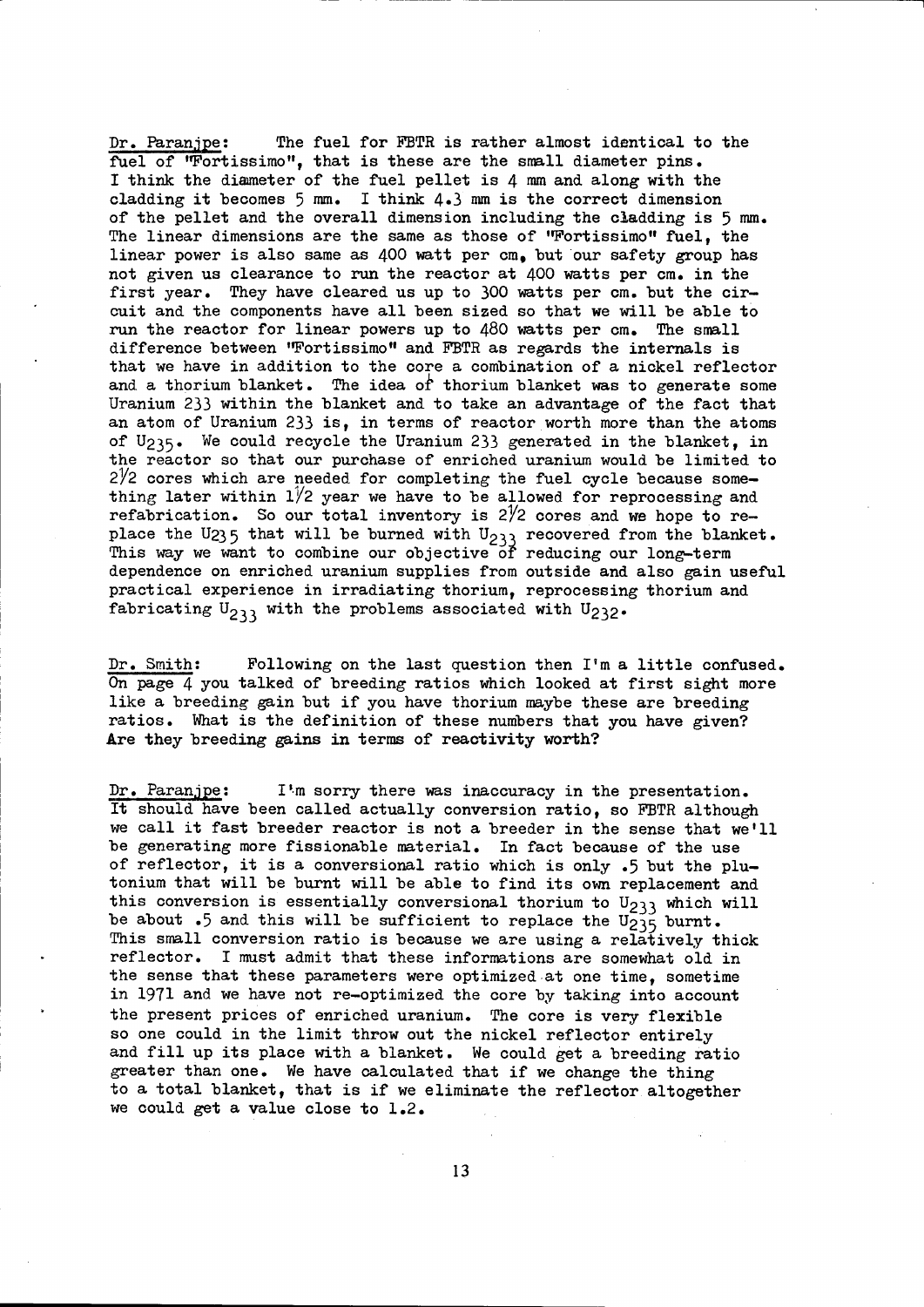Dr. Paranjpe: The fuel for FBTR is rather almost identical to the fuel of "Fortissimo", that is these are the small diameter pins. I think the diameter of the fuel pellet is 4 mm and along with the cladding it becomes 5 mm. I think 4.3 mm is the correct dimension of the pellet and the overall dimension including the cladding is 5 mm. The linear dimensions are the same as those of "Fortissimo" fuel, the linear power is also same as 400 watt per cm, but our safety group has not given us clearance to run the reactor at 400 watts per cm. in the first year. They have cleared us up to 300 watts per cm. but the circuit and the components have all been sized so that we will be able to run the reactor for linear powers up to 480 watts per cm. The small difference between "Fortissimo" and FBTR as regards the internals is that we have in addition to the core a combination of a nickel reflector and a thorium blanket. The idea of thorium blanket was to generate some Uranium 233 within the blanket and to take an advantage of the fact that an atom of Uranium 233 is, in terms of reactor worth more than the atoms of $U_{235}$. We could recycle the Uranium 233 generated in the blanket, in the reactor so that our purchase of enriched uranium would be limited to 2½ cores which are needed for completing the fuel cycle because something later within 1½ year we have to be allowed for reprocessing and refabrication. So our total inventory is 2½ cores and we hope to replace the $U_{235}$ that will be burned with $U_{233}$ recovered from the blanket. This way we want to combine our objective of reducing our long-term dependence on enriched uranium supplies from outside and also gain useful practical experience in irradiating thorium, reprocessing thorium and fabricating $U_{233}$ with the problems associated with $U_{232}$.

Dr. Smith: Following on the last question then I'm a little confused. On page 4 you talked of breeding ratios which looked at first sight more like a breeding gain but if you have thorium maybe these are breeding ratios. What is the definition of these numbers that you have given? **Are they breeding gains in terms of reactivity worth?**

Dr. Paranjpe: I'm sorry there was inaccuracy in the presentation. It should have been called actually conversion ratio, so FBTR although we call it fast breeder reactor is not a breeder in the sense that we'll be generating more fissionable material. In fact because of the use of reflector, it is a conversional ratio which is only .5 but the plutonium that will be burnt will be able to find its own replacement and this conversion is essentially conversional thorium to $U_{233}$ which will be about .5 and this will be sufficient to replace the $U_{235}$ burnt. This small conversion ratio is because we are using a relatively thick reflector. I must admit that these informations are somewhat old in the sense that these parameters were optimized at one time, sometime in 1971 and we have not re-optimized the core by taking into account the present prices of enriched uranium. The core is very flexible so one could in the limit throw out the nickel reflector entirely and fill up its place with a blanket. We could get a breeding ratio greater than one. We have calculated that if we change the thing to a total blanket, that is if we eliminate the reflector altogether we could get a value close to 1.2.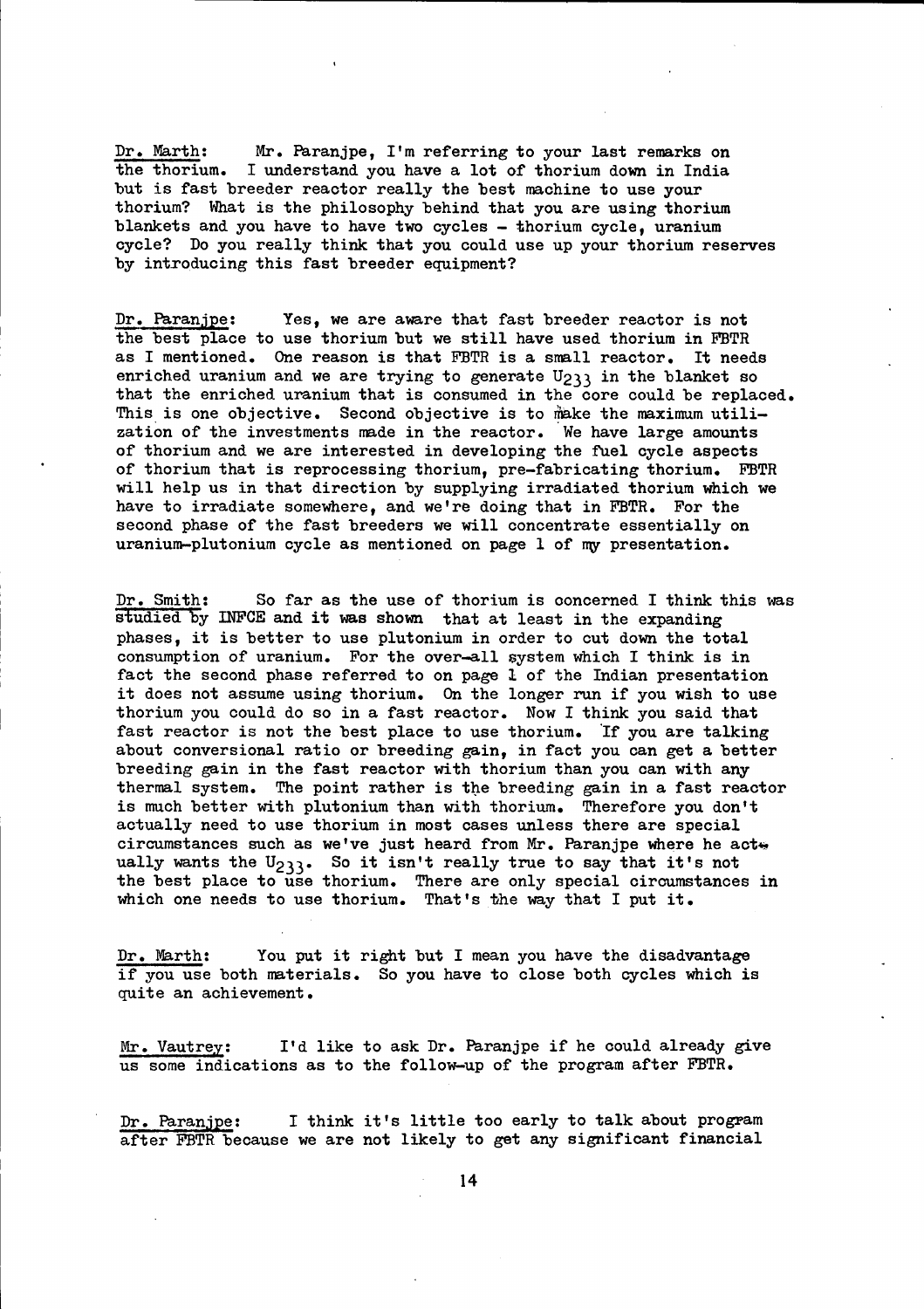Dr. Marth: Mr. Paranjpe, I'm referring to your last remarks on the thorium. I understand you have a lot of thorium down in India but is fast breeder reactor really the best machine to use your thorium? What is the philosophy behind that you are using thorium blankets and you have to have two cycles - thorium cycle, uranium cycle? Do you really think that you could use up your thorium reserves by introducing this fast breeder equipment?

Dr. Paranjpe: Yes, we are aware that fast breeder reactor is not the best place to use thorium but we still have used thorium in FBTR as I mentioned. One reason is that FBTR is a small reactor. It needs enriched uranium and we are trying to generate $U_{233}$ in the blanket so that the enriched uranium that is consumed in the core could be replaced. This is one objective. Second objective is to make the maximum utilization of the investments made in the reactor. We have large amounts of thorium and we are interested in developing the fuel cycle aspects of thorium that is reprocessing thorium, pre-fabricating thorium. FBTR will help us in that direction by supplying irradiated thorium which we have to irradiate somewhere, and we're doing that in FBTR. For the second phase of the fast breeders we will concentrate essentially on uranium-plutonium cycle as mentioned on page 1 of my presentation.

Dr. Smith: So far as the use of thorium is concerned I think this was studied by INFCE and it was shown that at least in the expanding phases, it is better to use plutonium in order to cut down the total consumption of uranium. For the over-all system which I think is in fact the second phase referred to on page 1 of the Indian presentation it does not assume using thorium. On the longer run if you wish to use thorium you could do so in a fast reactor. Now I think you said that fast reactor is not the best place to use thorium. If you are talking about conversional ratio or breeding gain, in fact you can get a better breeding gain in the fast reactor with thorium than you can with any thermal system. The point rather is the breeding gain in a fast reactor is much better with plutonium than with thorium. Therefore you don't actually need to use thorium in most cases unless there are special circumstances such as we've just heard from Mr. Paranjpe where he actually wants the $U_{233}$. So it isn't really true to say that it's not the best place to use thorium. There are only special circumstances in which one needs to use thorium. That's the way that I put it.

Dr. Marth: You put it right but I mean you have the disadvantage if you use both materials. So you have to close both cycles which is quite an achievement.

Mr. Vautrey: I'd like to ask Dr. Paranjpe if he could already give us some indications as to the follow-up of the program after FBTR.

Dr. Paranjpe: I think it's little too early to talk about program after FBTR because we are not likely to get any significant financial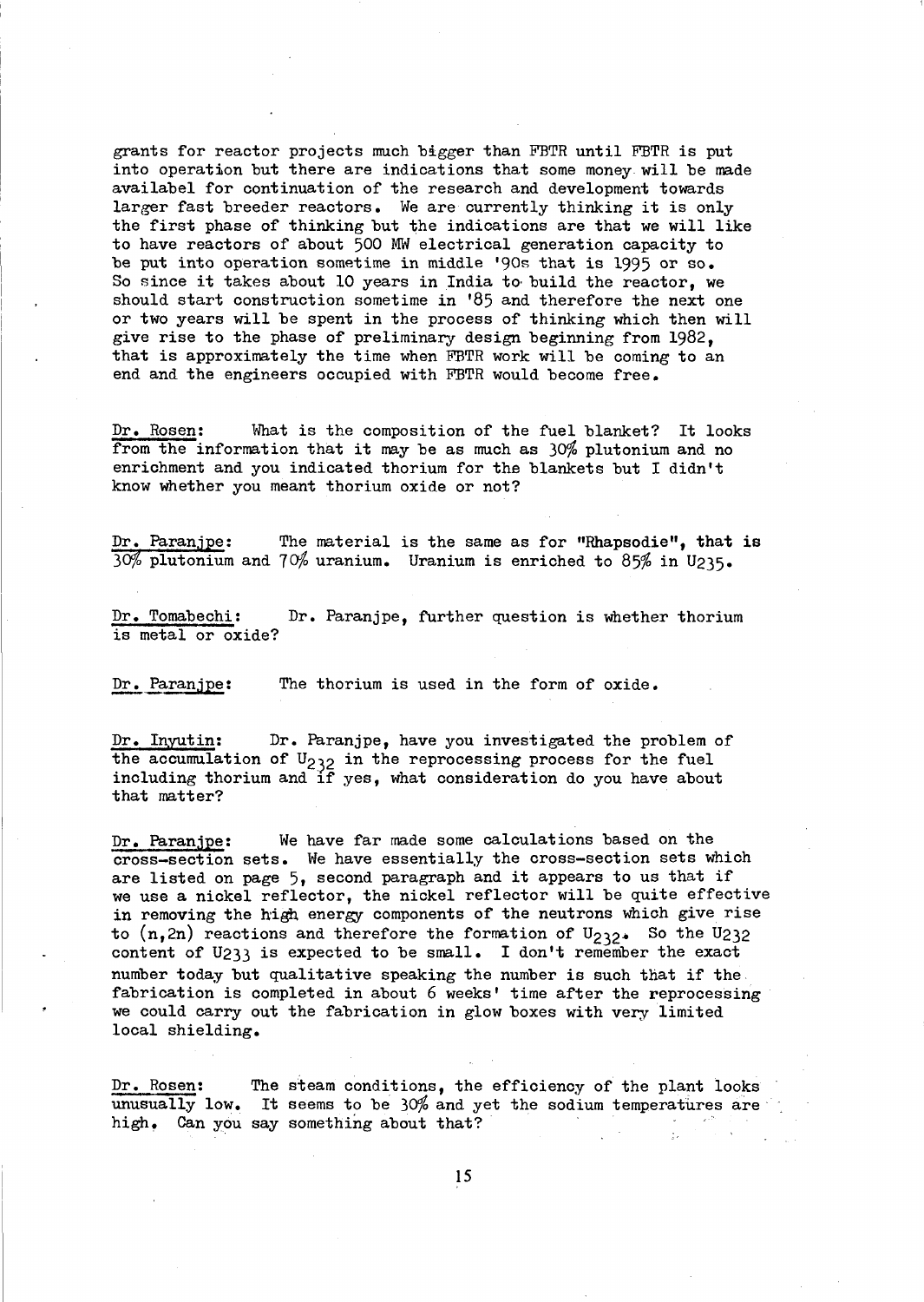grants for reactor projects much bigger than FBTR until FBTR is put into operation but there are indications that some money will be made availabel for continuation of the research and development towards larger fast breeder reactors. We are currently thinking it is only the first phase of thinking but the indications are that we will like to have reactors of about 500 MW electrical generation capacity to be put into operation sometime in middle '90s that is 1995 or so. So since it takes about 10 years in India to build the reactor, we should start construction sometime in '85 and therefore the next one or two years will be spent in the process of thinking which then will give rise to the phase of preliminary design beginning from 1982, that is approximately the time when FBTR work will be coming to an end and the engineers occupied with FBTR would become free.

Dr. Rosen: What is the composition of the fuel blanket? It looks from the information that it may be as much as 30% plutonium and no enrichment and you indicated thorium for the blankets but I didn't know whether you meant thorium oxide or not?

Dr. Paranjpe: The material is the same as for "Rhapsodie", that is 30% plutonium and 70% uranium. Uranium is enriched to 85% in $U_{235}$.

Dr. Tomabechi: Dr. Paranjpe, further question is whether thorium is metal or oxide?

Dr. Paranjpe: The thorium is used in the form of oxide.

Dr. Inyutin: Dr. Paranjpe, have you investigated the problem of the accumulation of $U_{232}$ in the reprocessing process for the fuel including thorium and if yes, what consideration do you have about that matter?

Dr. Paranjpe: We have far made some calculations based on the cross-section sets. We have essentially the cross-section sets which are listed on page 5, second paragraph and it appears to us that if we use a nickel reflector, the nickel reflector will be quite effective in removing the high energy components of the neutrons which give rise to (n,2n) reactions and therefore the formation of $U_{232}$. So the $U_{232}$ content of $U_{233}$ is expected to be small. I don't remember the exact number today but qualitative speaking the number is such that if the fabrication is completed in about 6 weeks' time after the reprocessing we could carry out the fabrication in glow boxes with very limited local shielding.

Dr. Rosen: The steam conditions, the efficiency of the plant looks unusually low. It seems to be 30% and yet the sodium temperatures are high. Can you say something about that?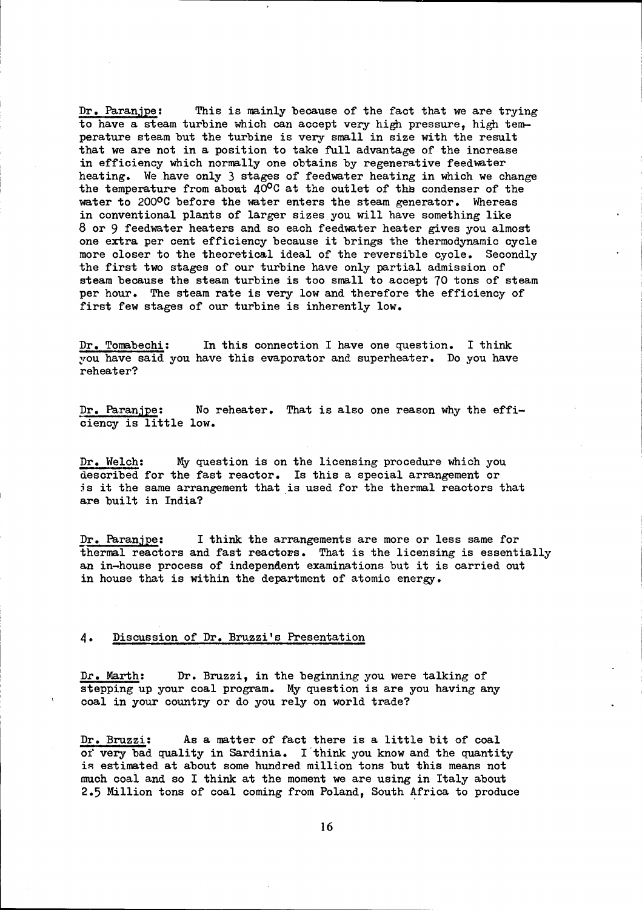Dr. Paranjpe: This is mainly because of the fact that we are trying to have a steam turbine which can accept very high pressure, high temperature steam but the turbine is very small in size with the result that we are not in a position to take full advantage of the increase in efficiency which normally one obtains by regenerative feedwater heating. We have only 3 stages of feedwater heating in which we change the temperature from about 40°C at the outlet of the condenser of the water to 200°C before the water enters the steam generator. Whereas in conventional plants of larger sizes you will have something like 8 or 9 feedwater heaters and so each feedwater heater gives you almost one extra per cent efficiency because it brings the thermodynamic cycle more closer to the theoretical ideal of the reversible cycle. Secondly the first two stages of our turbine have only partial admission of steam because the steam turbine is too small to accept 70 tons of steam per hour. The steam rate is very low and therefore the efficiency of first few stages of our turbine is inherently low.

Dr. Tomabechi: In this connection I have one question. I think you have said you have this evaporator and superheater. Do you have reheater?

Dr. Paranjpe: No reheater. That is also one reason why the efficiency is little low.

Dr. Welch: My question is on the licensing procedure which you described for the fast reactor. Is this a special arrangement or is it the same arrangement that is used for the thermal reactors that are built in India?

Dr. Paranjpe: I think the arrangements are more or less same for thermal reactors and fast reactors. That is the licensing is essentially an in-house process of independent examinations but it is carried out in house that is within the department of atomic energy.

## 4. Discussion of Dr. Bruzzi's Presentation

Dr. Marth: Dr. Bruzzi, in the beginning you were talking of stepping up your coal program. My question is are you having any coal in your country or do you rely on world trade?

Dr. Bruzzi: As a matter of fact there is a little bit of coal of very bad quality in Sardinia. I think you know and the quantity is estimated at about some hundred million tons but this means not much coal and so I think at the moment we are using in Italy about 2.5 Million tons of coal coming from Poland, South Africa to produce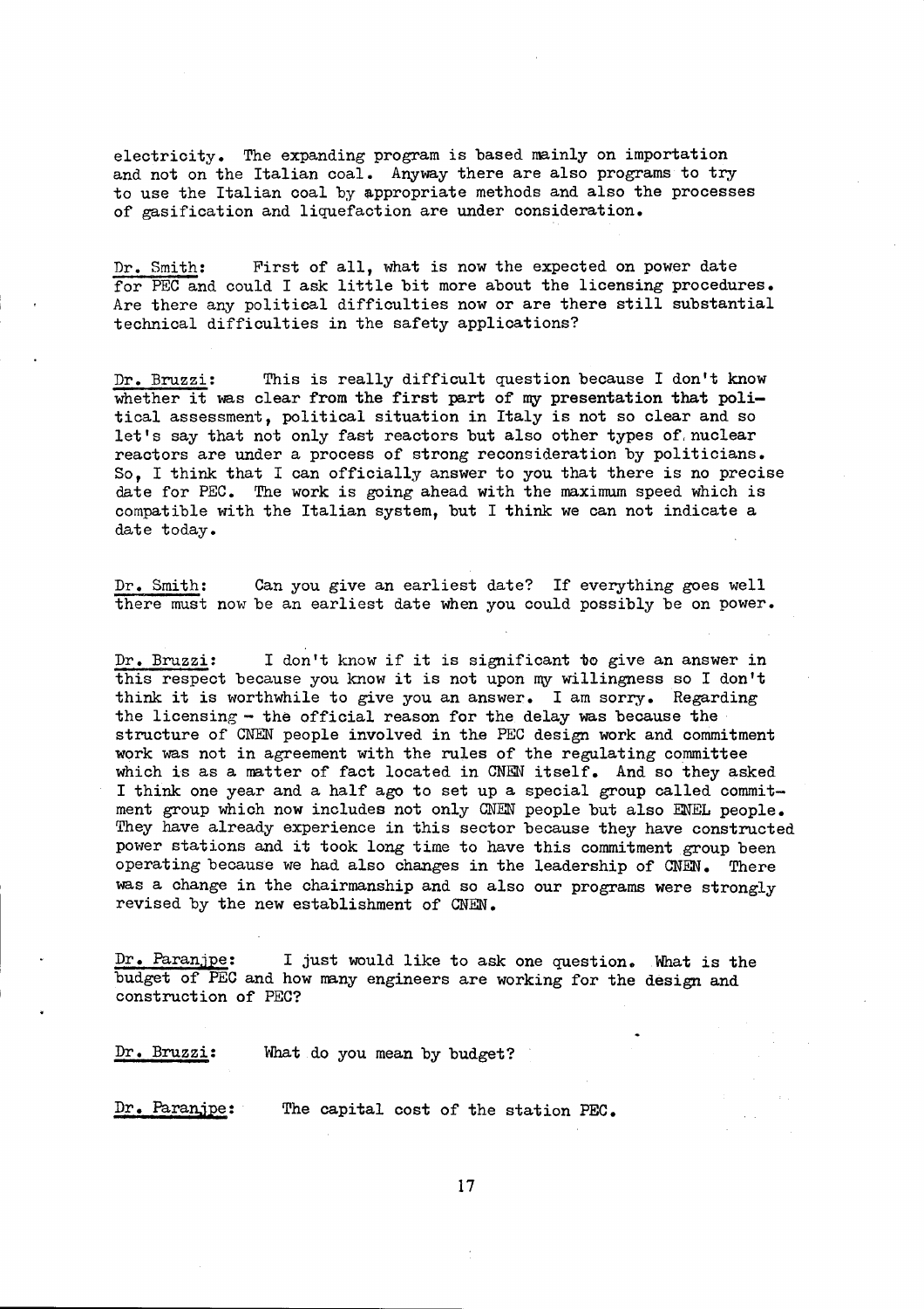electricity. The expanding program is based mainly on importation and not on the Italian coal. Anyway there are also programs to try to use the Italian coal by appropriate methods and also the processes of gasification and liquefaction are under consideration.

Dr. Smith: First of all, what is now the expected on power date for PEC and could I ask little bit more about the licensing procedures. Are there any political difficulties now or are there still substantial technical difficulties in the safety applications?

Dr. Bruzzi: This is really difficult question because I don't know whether it was clear from the first part of my presentation that political assessment, political situation in Italy is not so clear and so let's say that not only fast reactors but also other types of nuclear reactors are under a process of strong reconsideration by politicians. So, I think that I can officially answer to you that there is no precise date for PEC. The work is going ahead with the maximum speed which is compatible with the Italian system, but I think we can not indicate a date today.

Dr. Smith: Can you give an earliest date? If everything goes well there must now be an earliest date when you could possibly be on power.

Dr. Bruzzi: I don't know if it is significant to give an answer in this respect because you know it is not upon my willingness so I don't think it is worthwhile to give you an answer. I am sorry. Regarding the licensing - the official reason for the delay was because the structure of CNEN people involved in the PEC design work and commitment work was not in agreement with the rules of the regulating committee which is as a matter of fact located in CNEN itself. And so they asked I think one year and a half ago to set up a special group called commitment group which now includes not only CNEN people but also ENEL people. They have already experience in this sector because they have constructed power stations and it took long time to have this commitment group been operating because we had also changes in the leadership of CNEN. There was a change in the chairmanship and so also our programs were strongly revised by the new establishment of CNEN.

Dr. Paranjpe: I just would like to ask one question. What is the budget of PEC and how many engineers are working for the design and construction of PEC?

Dr. Bruzzi: What do you mean by budget?

Dr. Paranjpe: The capital cost of the station PEC.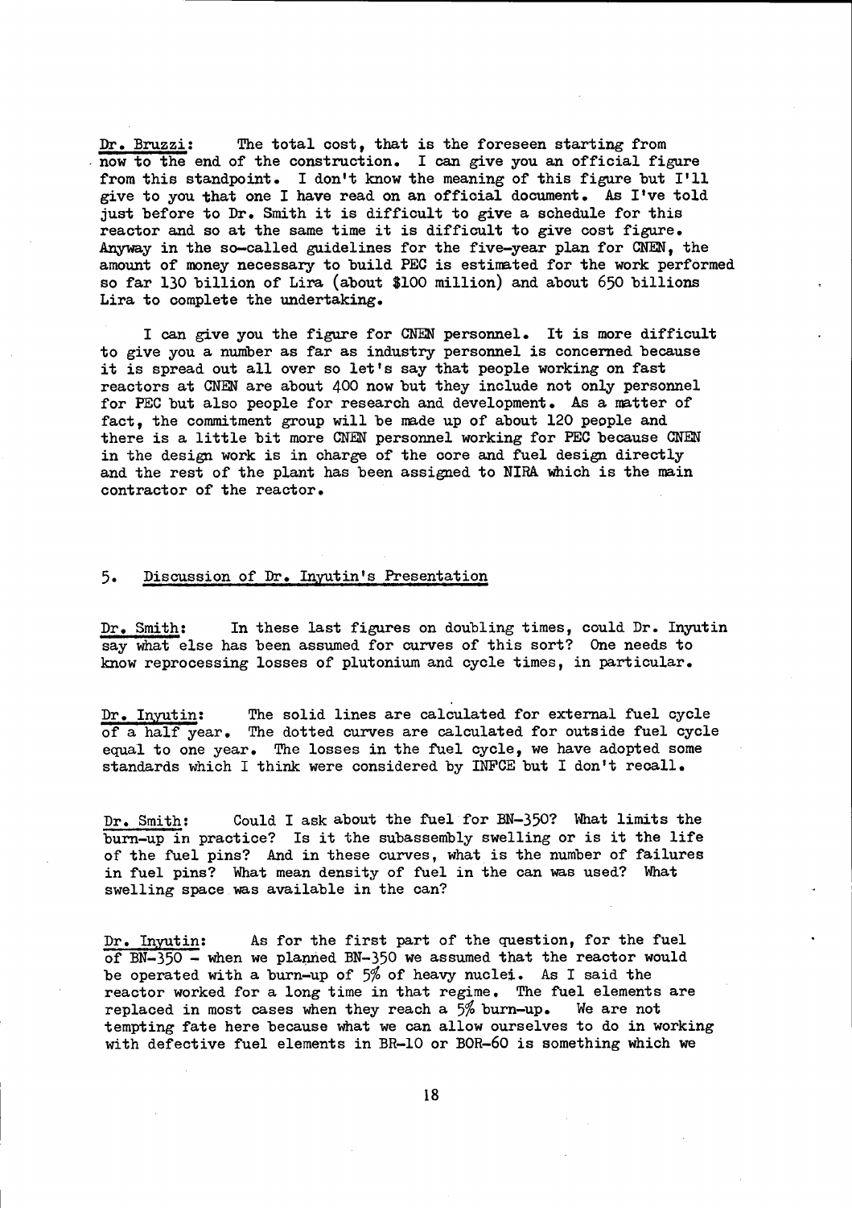Dr. Bruzzi: The total cost, that is the foreseen starting from now to the end of the construction. I can give you an official figure from this standpoint. I don't know the meaning of this figure but I'll give to you that one I have read on an official document. As I've told just before to Dr. Smith it is difficult to give a schedule for this reactor and so at the same time it is difficult to give cost figure. Anyway in the so-called guidelines for the five-year plan for CNEN, the amount of money necessary to build PEC is estimated for the work performed so far 130 billion of Lira (about $100 million) and about 650 billions Lira to complete the undertaking.

I can give you the figure for CNEN personnel. It is more difficult to give you a number as far as industry personnel is concerned because it is spread out all over so let's say that people working on fast reactors at CNEN are about 400 now but they include not only personnel for PEC but also people for research and development. As a matter of fact, the commitment group will be made up of about 120 people and there is a little bit more CNEN personnel working for PEC because CNEN in the design work is in charge of the core and fuel design directly and the rest of the plant has been assigned to NIRA which is the main contractor of the reactor.

## 5. Discussion of Dr. Inyutin's Presentation

Dr. Smith: In these last figures on doubling times, could Dr. Inyutin say what else has been assumed for curves of this sort? One needs to know reprocessing losses of plutonium and cycle times, in particular.

Dr. Inyutin: The solid lines are calculated for external fuel cycle of a half year. The dotted curves are calculated for outside fuel cycle equal to one year. The losses in the fuel cycle, we have adopted some standards which I think were considered by INFCE but I don't recall.

Dr. Smith: Could I ask about the fuel for BN-350? What limits the burn-up in practice? Is it the subassembly swelling or is it the life of the fuel pins? And in these curves, what is the number of failures in fuel pins? What mean density of fuel in the can was used? What swelling space was available in the can?

Dr. Inyutin: As for the first part of the question, for the fuel of BN-350 - when we planned BN-350 we assumed that the reactor would be operated with a burn-up of 5% of heavy nuclei. As I said the reactor worked for a long time in that regime. The fuel elements are replaced in most cases when they reach a 5% burn-up. We are not tempting fate here because what we can allow ourselves to do in working with defective fuel elements in BR-10 or BOR-60 is something which we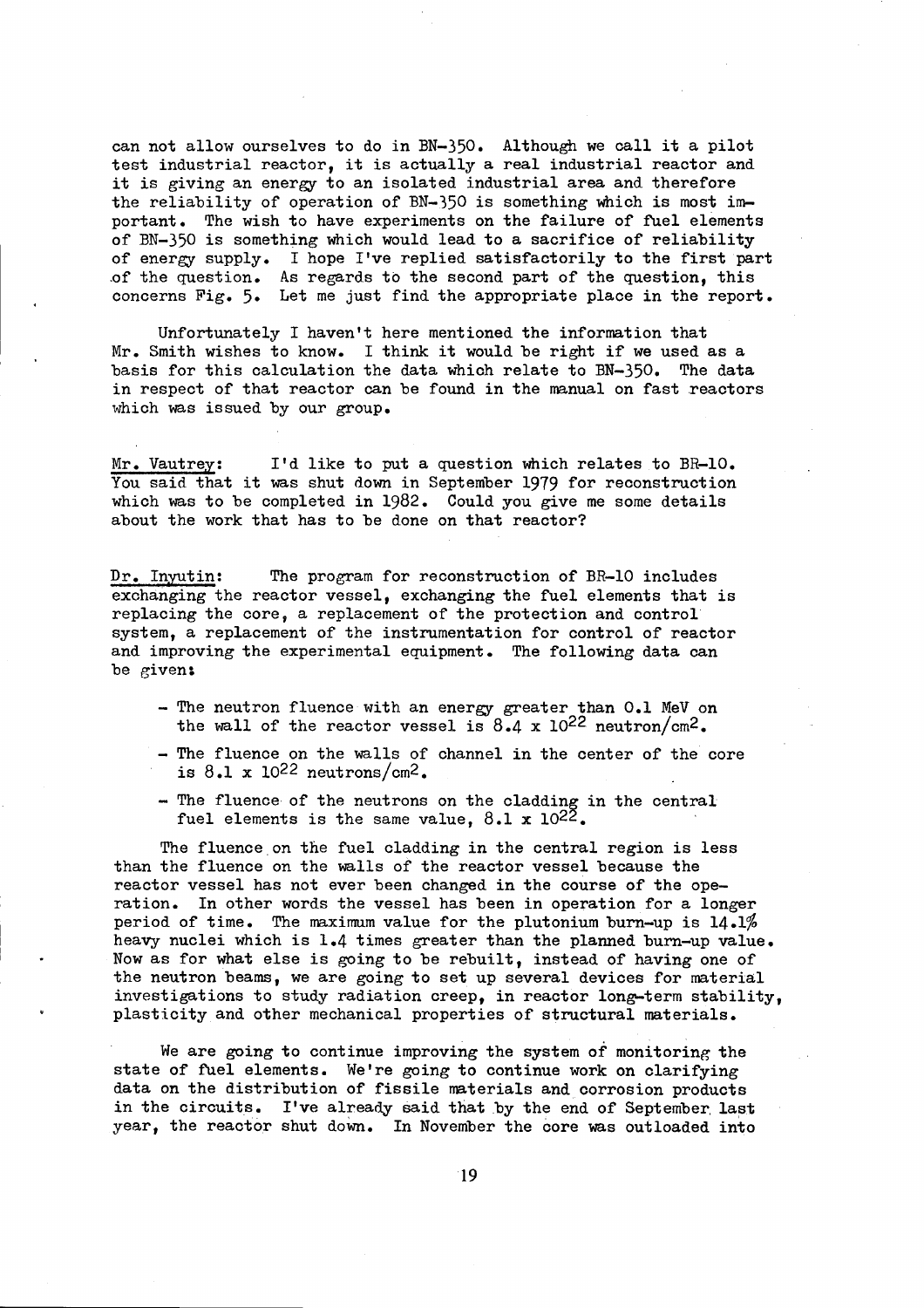can not allow ourselves to do in BN-350. Although we call it a pilot test industrial reactor, it is actually a real industrial reactor and it is giving an energy to an isolated industrial area and therefore the reliability of operation of BN-350 is something which is most important. The wish to have experiments on the failure of fuel elements of BN-350 is something which would lead to a sacrifice of reliability of energy supply. I hope I've replied satisfactorily to the first part of the question. As regards to the second part of the question, this concerns Fig. 5. Let me just find the appropriate place in the report.

Unfortunately I haven't here mentioned the information that Mr. Smith wishes to know. I think it would be right if we used as a basis for this calculation the data which relate to BN-350. The data in respect of that reactor can be found in the manual on fast reactors which was issued by our group.

<u>Mr. Vautrey</u>: I'd like to put a question which relates to BR-10. You said that it was shut down in September 1979 for reconstruction which was to be completed in 1982. Could you give me some details about the work that has to be done on that reactor?

<u>Dr. Inyutin</u>: The program for reconstruction of BR-10 includes exchanging the reactor vessel, exchanging the fuel elements that is replacing the core, a replacement of the protection and control system, a replacement of the instrumentation for control of reactor and improving the experimental equipment. The following data can be given:

- The neutron fluence with an energy greater than 0.1 MeV on the wall of the reactor vessel is $8.4 \times 10^{22}$ neutron/cm$^2$.
- The fluence on the walls of channel in the center of the core is $8.1 \times 10^{22}$ neutrons/cm$^2$.
- The fluence of the neutrons on the cladding in the central fuel elements is the same value, $8.1 \times 10^{22}$.

The fluence on the fuel cladding in the central region is less than the fluence on the walls of the reactor vessel because the reactor vessel has not ever been changed in the course of the operation. In other words the vessel has been in operation for a longer period of time. The maximum value for the plutonium burn-up is 14.1% heavy nuclei which is 1.4 times greater than the planned burn-up value. Now as for what else is going to be rebuilt, instead of having one of the neutron beams, we are going to set up several devices for material investigations to study radiation creep, in reactor long-term stability, plasticity and other mechanical properties of structural materials.

We are going to continue improving the system of monitoring the state of fuel elements. We're going to continue work on clarifying data on the distribution of fissile materials and corrosion products in the circuits. I've already said that by the end of September last year, the reactor shut down. In November the core was outloaded into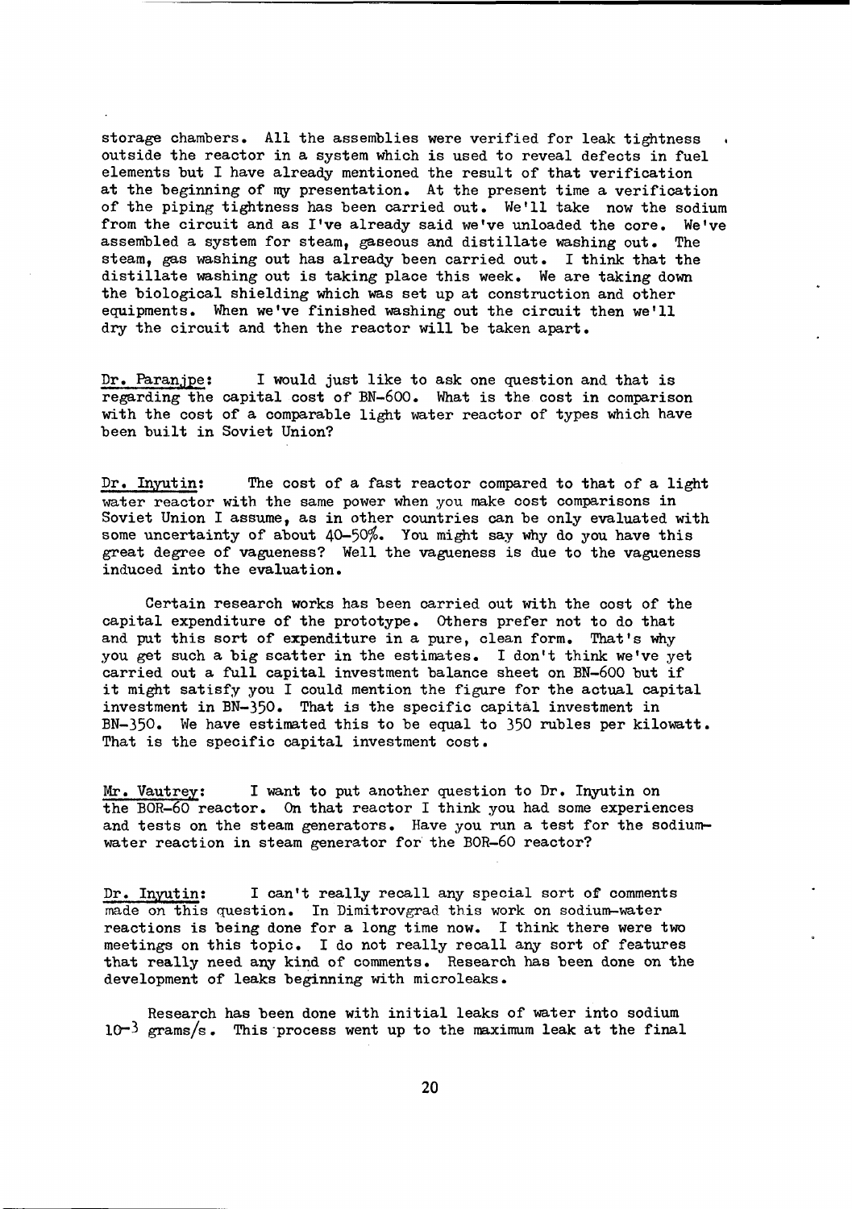storage chambers. All the assemblies were verified for leak tightness outside the reactor in a system which is used to reveal defects in fuel elements but I have already mentioned the result of that verification at the beginning of my presentation. At the present time a verification of the piping tightness has been carried out. We'll take now the sodium from the circuit and as I've already said we've unloaded the core. We've assembled a system for steam, gaseous and distillate washing out. The steam, gas washing out has already been carried out. I think that the distillate washing out is taking place this week. We are taking down the biological shielding which was set up at construction and other equipments. When we've finished washing out the circuit then we'll dry the circuit and then the reactor will be taken apart.

Dr. Paranjpe: I would just like to ask one question and that is regarding the capital cost of BN-600. What is the cost in comparison with the cost of a comparable light water reactor of types which have been built in Soviet Union?

Dr. Inyutin: The cost of a fast reactor compared to that of a light water reactor with the same power when you make cost comparisons in Soviet Union I assume, as in other countries can be only evaluated with some uncertainty of about 40-50%. You might say why do you have this great degree of vagueness? Well the vagueness is due to the vagueness induced into the evaluation.

Certain research works has been carried out with the cost of the capital expenditure of the prototype. Others prefer not to do that and put this sort of expenditure in a pure, clean form. That's why you get such a big scatter in the estimates. I don't think we've yet carried out a full capital investment balance sheet on BN-600 but if it might satisfy you I could mention the figure for the actual capital investment in BN-350. That is the specific capital investment in BN-350. We have estimated this to be equal to 350 rubles per kilowatt. That is the specific capital investment cost.

Mr. Vautrey: I want to put another question to Dr. Inyutin on the BOR-60 reactor. On that reactor I think you had some experiences and tests on the steam generators. Have you run a test for the sodium-water reaction in steam generator for the BOR-60 reactor?

Dr. Inyutin: I can't really recall any special sort of comments made on this question. In Dimitrovgrad this work on sodium-water reactions is being done for a long time now. I think there were two meetings on this topic. I do not really recall any sort of features that really need any kind of comments. Research has been done on the development of leaks beginning with microleaks.

Research has been done with initial leaks of water into sodium $10^{-3}$ grams/s. This process went up to the maximum leak at the final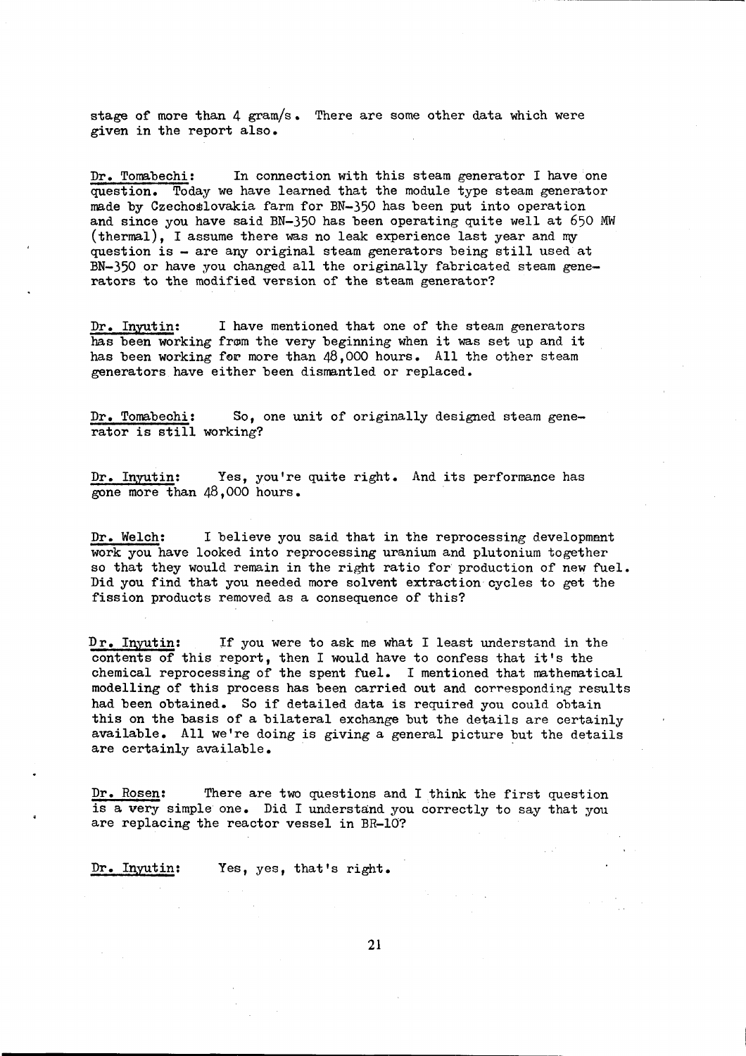stage of more than 4 gram/s. There are some other data which were given in the report also.

Dr. Tomabechi: In connection with this steam generator I have one question. Today we have learned that the module type steam generator made by Czechoslovakia farm for BN-350 has been put into operation and since you have said BN-350 has been operating quite well at 650 MW (thermal), I assume there was no leak experience last year and my question is - are any original steam generators being still used at BN-350 or have you changed all the originally fabricated steam generators to the modified version of the steam generator?

Dr. Inyutin: I have mentioned that one of the steam generators has been working from the very beginning when it was set up and it has been working for more than 48,000 hours. All the other steam generators have either been dismantled or replaced.

Dr. Tomabechi: So, one unit of originally designed steam generator is still working?

Dr. Inyutin: Yes, you're quite right. And its performance has gone more than 48,000 hours.

Dr. Welch: I believe you said that in the reprocessing development work you have looked into reprocessing uranium and plutonium together so that they would remain in the right ratio for production of new fuel. Did you find that you needed more solvent extraction cycles to get the fission products removed as a consequence of this?

Dr. Inyutin: If you were to ask me what I least understand in the contents of this report, then I would have to confess that it's the chemical reprocessing of the spent fuel. I mentioned that mathematical modelling of this process has been carried out and corresponding results had been obtained. So if detailed data is required you could obtain this on the basis of a bilateral exchange but the details are certainly available. All we're doing is giving a general picture but the details are certainly available.

Dr. Rosen: There are two questions and I think the first question is a very simple one. Did I understand you correctly to say that you are replacing the reactor vessel in BR-10?

Dr. Inyutin: Yes, yes, that's right.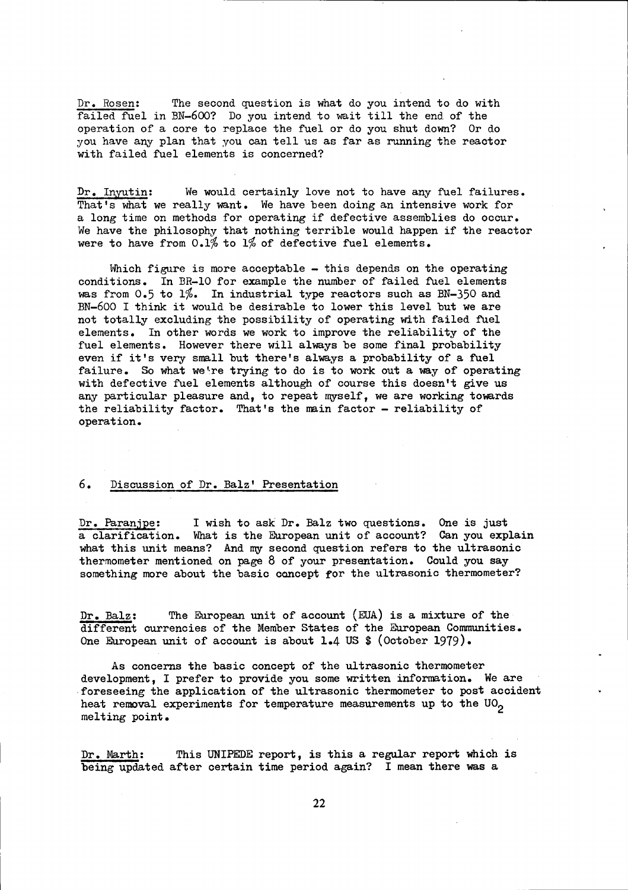Dr. Rosen: The second question is what do you intend to do with failed fuel in BN-600? Do you intend to wait till the end of the operation of a core to replace the fuel or do you shut down? Or do you have any plan that you can tell us as far as running the reactor with failed fuel elements is concerned?

Dr. Inyutin: We would certainly love not to have any fuel failures. That's what we really want. We have been doing an intensive work for a long time on methods for operating if defective assemblies do occur. We have the philosophy that nothing terrible would happen if the reactor were to have from 0.1% to 1% of defective fuel elements.

Which figure is more acceptable - this depends on the operating conditions. In BR-10 for example the number of failed fuel elements was from 0.5 to 1%. In industrial type reactors such as BN-350 and BN-600 I think it would be desirable to lower this level but we are not totally excluding the possibility of operating with failed fuel elements. In other words we work to improve the reliability of the fuel elements. However there will always be some final probability even if it's very small but there's always a probability of a fuel failure. So what we're trying to do is to work out a way of operating with defective fuel elements although of course this doesn't give us any particular pleasure and, to repeat myself, we are working towards the reliability factor. That's the main factor - reliability of operation.

## 6. Discussion of Dr. Balz' Presentation

Dr. Paranjpe: I wish to ask Dr. Balz two questions. One is just a clarification. What is the European unit of account? Can you explain what this unit means? And my second question refers to the ultrasonic thermometer mentioned on page 8 of your presentation. Could you say something more about the basic concept for the ultrasonic thermometer?

Dr. Balz: The European unit of account (EUA) is a mixture of the different currencies of the Member States of the European Communities. One European unit of account is about 1.4 US $ (October 1979).

As concerns the basic concept of the ultrasonic thermometer development, I prefer to provide you some written information. We are foreseeing the application of the ultrasonic thermometer to post accident heat removal experiments for temperature measurements up to the $UO_2$ melting point.

Dr. Marth: This UNIPEDE report, is this a regular report which is being updated after certain time period again? I mean there was a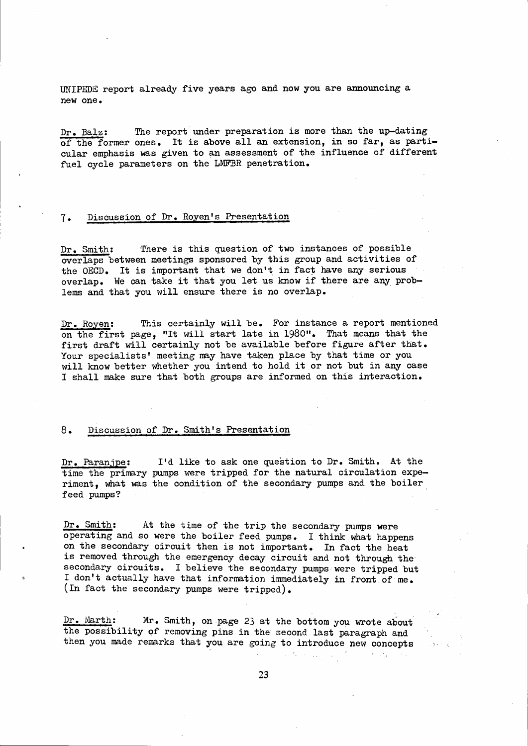UNIPEDE report already five years ago and now you are announcing a new one.

Dr. Balz: The report under preparation is more than the up-dating of the former ones. It is above all an extension, in so far, as particular emphasis was given to an assessment of the influence of different fuel cycle parameters on the LMFBR penetration.

## 7. Discussion of Dr. Royen's Presentation

Dr. Smith: There is this question of two instances of possible overlaps between meetings sponsored by this group and activities of the OECD. It is important that we don't in fact have any serious overlap. We can take it that you let us know if there are any problems and that you will ensure there is no overlap.

Dr. Royen: This certainly will be. For instance a report mentioned on the first page, "It will start late in 1980". That means that the first draft will certainly not be available before figure after that. Your specialists' meeting may have taken place by that time or you will know better whether you intend to hold it or not but in any case I shall make sure that both groups are informed on this interaction.

## 8. Discussion of Dr. Smith's Presentation

Dr. Paranjpe: I'd like to ask one question to Dr. Smith. At the time the primary pumps were tripped for the natural circulation experiment, what was the condition of the secondary pumps and the boiler feed pumps?

Dr. Smith: At the time of the trip the secondary pumps were operating and so were the boiler feed pumps. I think what happens on the secondary circuit then is not important. In fact the heat is removed through the emergency decay circuit and not through the secondary circuits. I believe the secondary pumps were tripped but I don't actually have that information immediately in front of me. (In fact the secondary pumps were tripped).

Dr. Marth: Mr. Smith, on page 23 at the bottom you wrote about the possibility of removing pins in the second last paragraph and then you made remarks that you are going to introduce new concepts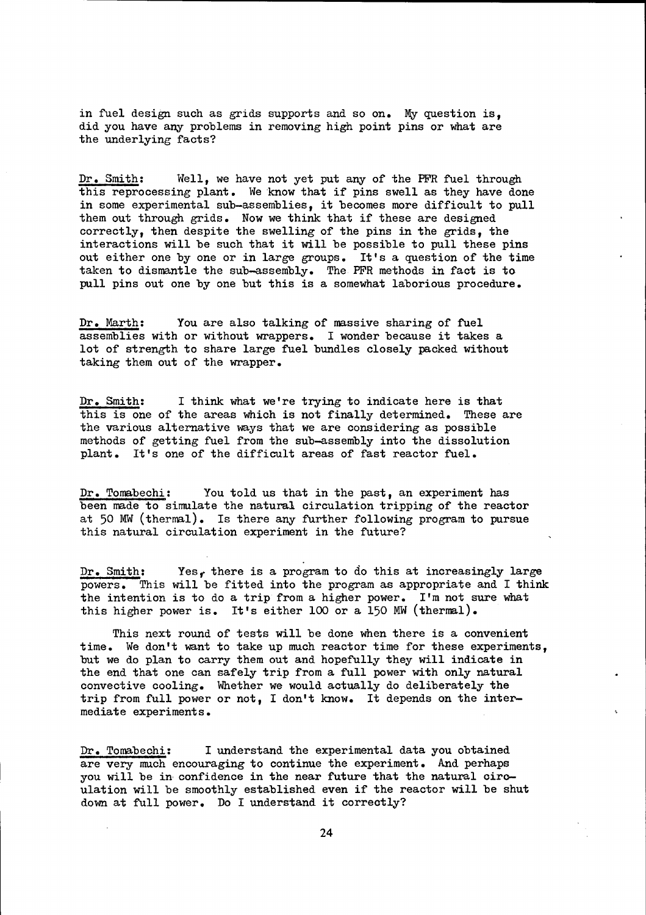in fuel design such as grids supports and so on. My question is, did you have any problems in removing high point pins or what are the underlying facts?

Dr. Smith: Well, we have not yet put any of the PFR fuel through this reprocessing plant. We know that if pins swell as they have done in some experimental sub-assemblies, it becomes more difficult to pull them out through grids. Now we think that if these are designed correctly, then despite the swelling of the pins in the grids, the interactions will be such that it will be possible to pull these pins out either one by one or in large groups. It's a question of the time taken to dismantle the sub-assembly. The PFR methods in fact is to pull pins out one by one but this is a somewhat laborious procedure.

Dr. Marth: You are also talking of massive sharing of fuel assemblies with or without wrappers. I wonder because it takes a lot of strength to share large fuel bundles closely packed without taking them out of the wrapper.

Dr. Smith: I think what we're trying to indicate here is that this is one of the areas which is not finally determined. These are the various alternative ways that we are considering as possible methods of getting fuel from the sub-assembly into the dissolution plant. It's one of the difficult areas of fast reactor fuel.

Dr. Tomabechi: You told us that in the past, an experiment has been made to simulate the natural circulation tripping of the reactor at 50 MW (thermal). Is there any further following program to pursue this natural circulation experiment in the future?

Dr. Smith: Yes, there is a program to do this at increasingly large powers. This will be fitted into the program as appropriate and I think the intention is to do a trip from a higher power. I'm not sure what this higher power is. It's either 100 or a 150 MW (thermal).

This next round of tests will be done when there is a convenient time. We don't want to take up much reactor time for these experiments, but we do plan to carry them out and hopefully they will indicate in the end that one can safely trip from a full power with only natural convective cooling. Whether we would actually do deliberately the trip from full power or not, I don't know. It depends on the intermediate experiments.

Dr. Tomabechi: I understand the experimental data you obtained are very much encouraging to continue the experiment. And perhaps you will be in confidence in the near future that the natural circulation will be smoothly established even if the reactor will be shut down at full power. Do I understand it correctly?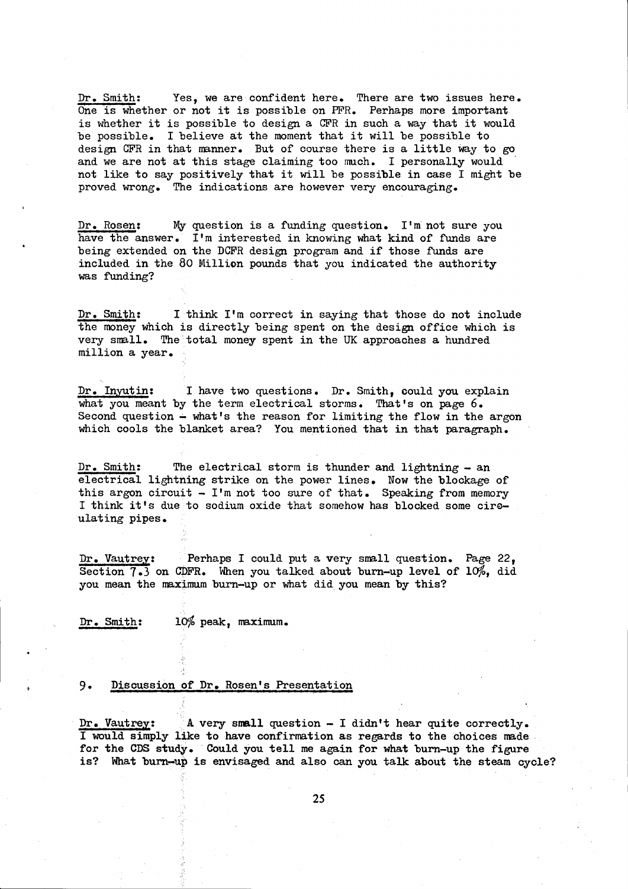<u>Dr. Smith</u>: Yes, we are confident here. There are two issues here. One is whether or not it is possible on PFR. Perhaps more important is whether it is possible to design a CFR in such a way that it would be possible. I believe at the moment that it will be possible to design CFR in that manner. But of course there is a little way to go and we are not at this stage claiming too much. I personally would not like to say positively that it will be possible in case I might be proved wrong. The indications are however very encouraging.

<u>Dr. Rosen</u>: My question is a funding question. I'm not sure you have the answer. I'm interested in knowing what kind of funds are being extended on the DCFR design program and if those funds are included in the 80 Million pounds that you indicated the authority was funding?

<u>Dr. Smith</u>: I think I'm correct in saying that those do not include the money which is directly being spent on the design office which is very small. The total money spent in the UK approaches a hundred million a year.

<u>Dr. Inyutin</u>: I have two questions. Dr. Smith, could you explain what you meant by the term electrical storms. That's on page 6. Second question - what's the reason for limiting the flow in the argon which cools the blanket area? You mentioned that in that paragraph.

<u>Dr. Smith</u>: The electrical storm is thunder and lightning - an electrical lightning strike on the power lines. Now the blockage of this argon circuit - I'm not too sure of that. Speaking from memory I think it's due to sodium oxide that somehow has blocked some circulating pipes.

<u>Dr. Vautrey</u>: Perhaps I could put a very small question. Page 22, Section 7.3 on CDFR. When you talked about burn-up level of 10%, did you mean the maximum burn-up or what did you mean by this?

<u>Dr. Smith</u>: 10% peak, maximum.

## 9. Discussion of Dr. Rosen's Presentation

<u>Dr. Vautrey</u>: A very small question - I didn't hear quite correctly. I would simply like to have confirmation as regards to the choices made for the CDS study. Could you tell me again for what burn-up the figure is? What burn-up is envisaged and also can you talk about the steam cycle?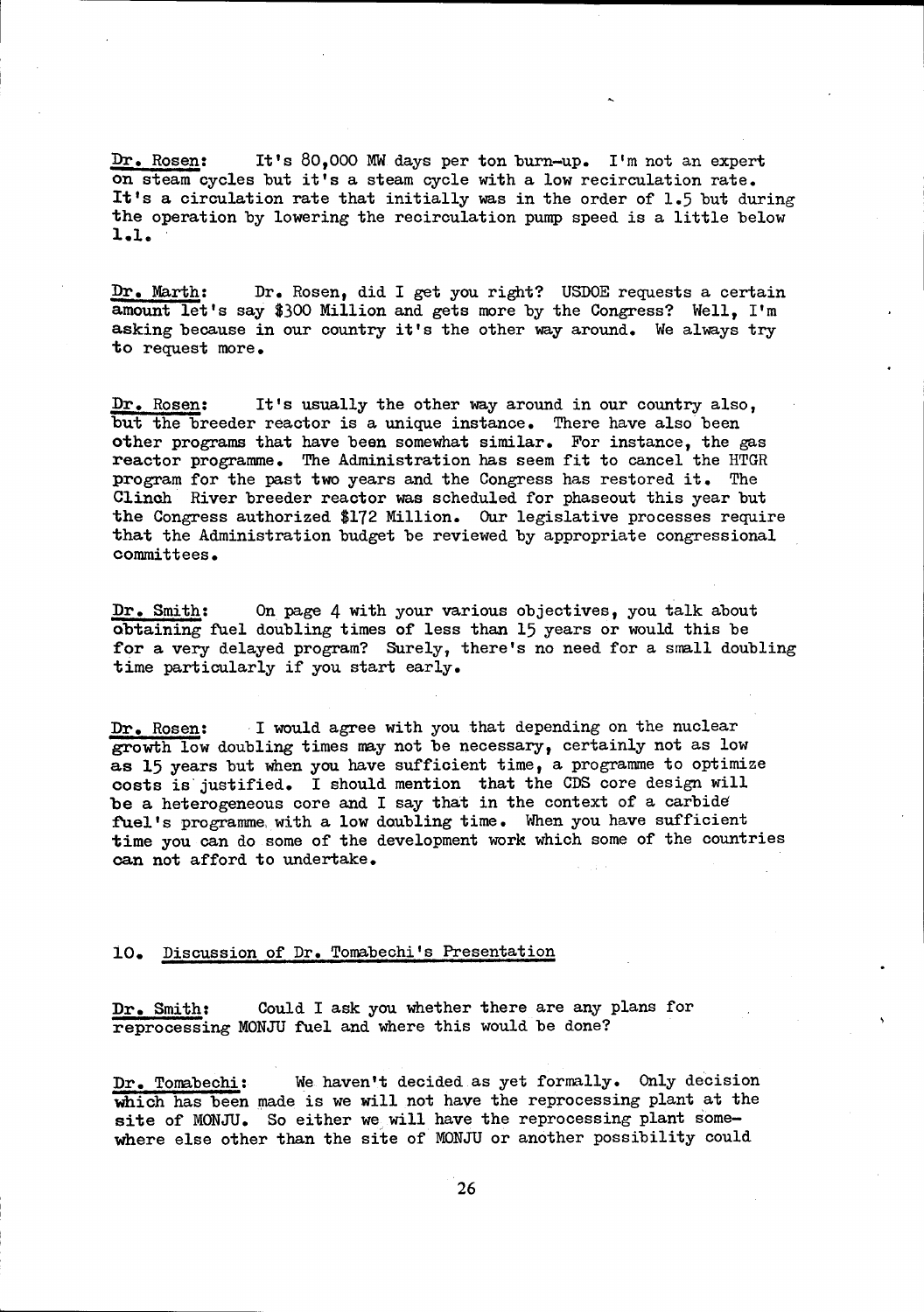Dr. Rosen: It's 80,000 MW days per ton burn-up. I'm not an expert on steam cycles but it's a steam cycle with a low recirculation rate. It's a circulation rate that initially was in the order of 1.5 but during the operation by lowering the recirculation pump speed is a little below 1.1.

Dr. Marth: Dr. Rosen, did I get you right? USDOE requests a certain amount let's say $300 Million and gets more by the Congress? Well, I'm asking because in our country it's the other way around. We always try to request more.

Dr. Rosen: It's usually the other way around in our country also, but the breeder reactor is a unique instance. There have also been other programs that have been somewhat similar. For instance, the gas reactor programme. The Administration has seem fit to cancel the HTGR program for the past two years and the Congress has restored it. The Clinch River breeder reactor was scheduled for phaseout this year but the Congress authorized $172 Million. Our legislative processes require that the Administration budget be reviewed by appropriate congressional committees.

Dr. Smith: On page 4 with your various objectives, you talk about obtaining fuel doubling times of less than 15 years or would this be for a very delayed program? Surely, there's no need for a small doubling time particularly if you start early.

Dr. Rosen: I would agree with you that depending on the nuclear growth low doubling times may not be necessary, certainly not as low as 15 years but when you have sufficient time, a programme to optimize costs is justified. I should mention that the CDS core design will be a heterogeneous core and I say that in the context of a carbide fuel's programme with a low doubling time. When you have sufficient time you can do some of the development work which some of the countries can not afford to undertake.

## 10. Discussion of Dr. Tomabechi's Presentation

Dr. Smith: Could I ask you whether there are any plans for reprocessing MONJU fuel and where this would be done?

Dr. Tomabechi: We haven't decided as yet formally. Only decision which has been made is we will not have the reprocessing plant at the site of MONJU. So either we will have the reprocessing plant somewhere else other than the site of MONJU or another possibility could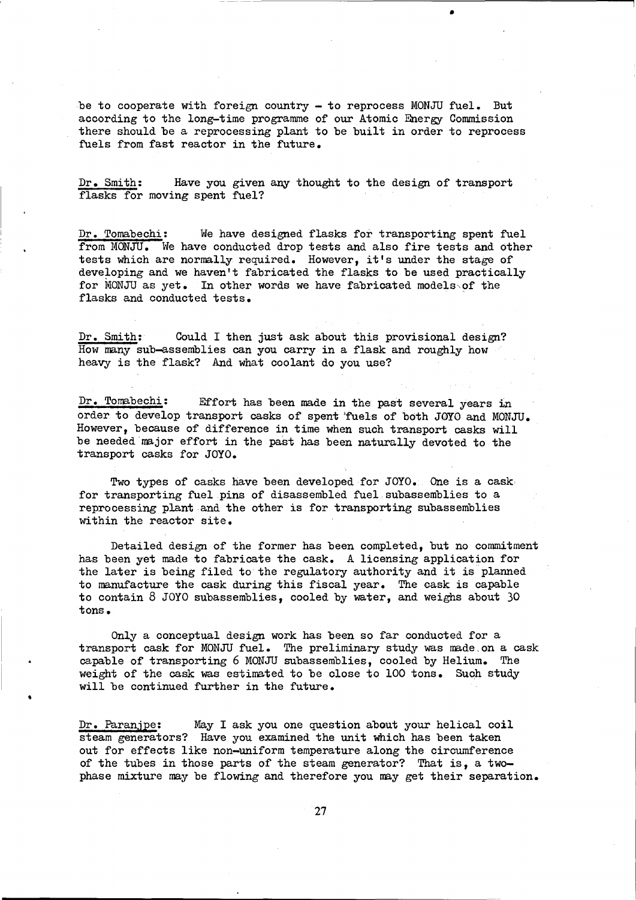be to cooperate with foreign country - to reprocess MONJU fuel. But according to the long-time programme of our Atomic Energy Commission there should be a reprocessing plant to be built in order to reprocess fuels from fast reactor in the future.

Dr. Smith: Have you given any thought to the design of transport flasks for moving spent fuel?

Dr. Tomabechi: We have designed flasks for transporting spent fuel from MONJU. We have conducted drop tests and also fire tests and other tests which are normally required. However, it's under the stage of developing and we haven't fabricated the flasks to be used practically for MONJU as yet. In other words we have fabricated models of the flasks and conducted tests.

Dr. Smith: Could I then just ask about this provisional design? How many sub-assemblies can you carry in a flask and roughly how heavy is the flask? And what coolant do you use?

Dr. Tomabechi: Effort has been made in the past several years in order to develop transport casks of spent fuels of both JOYO and MONJU. However, because of difference in time when such transport casks will be needed major effort in the past has been naturally devoted to the transport casks for JOYO.

Two types of casks have been developed for JOYO. One is a cask for transporting fuel pins of disassembled fuel subassemblies to a reprocessing plant and the other is for transporting subassemblies within the reactor site.

Detailed design of the former has been completed, but no commitment has been yet made to fabricate the cask. A licensing application for the later is being filed to the regulatory authority and it is planned to manufacture the cask during this fiscal year. The cask is capable to contain 8 JOYO subassemblies, cooled by water, and weighs about 30 tons.

Only a conceptual design work has been so far conducted for a transport cask for MONJU fuel. The preliminary study was made on a cask capable of transporting 6 MONJU subassemblies, cooled by Helium. The weight of the cask was estimated to be close to 100 tons. Such study will be continued further in the future.

Dr. Paranjpe: May I ask you one question about your helical coil steam generators? Have you examined the unit which has been taken out for effects like non-uniform temperature along the circumference of the tubes in those parts of the steam generator? That is, a two-phase mixture may be flowing and therefore you may get their separation.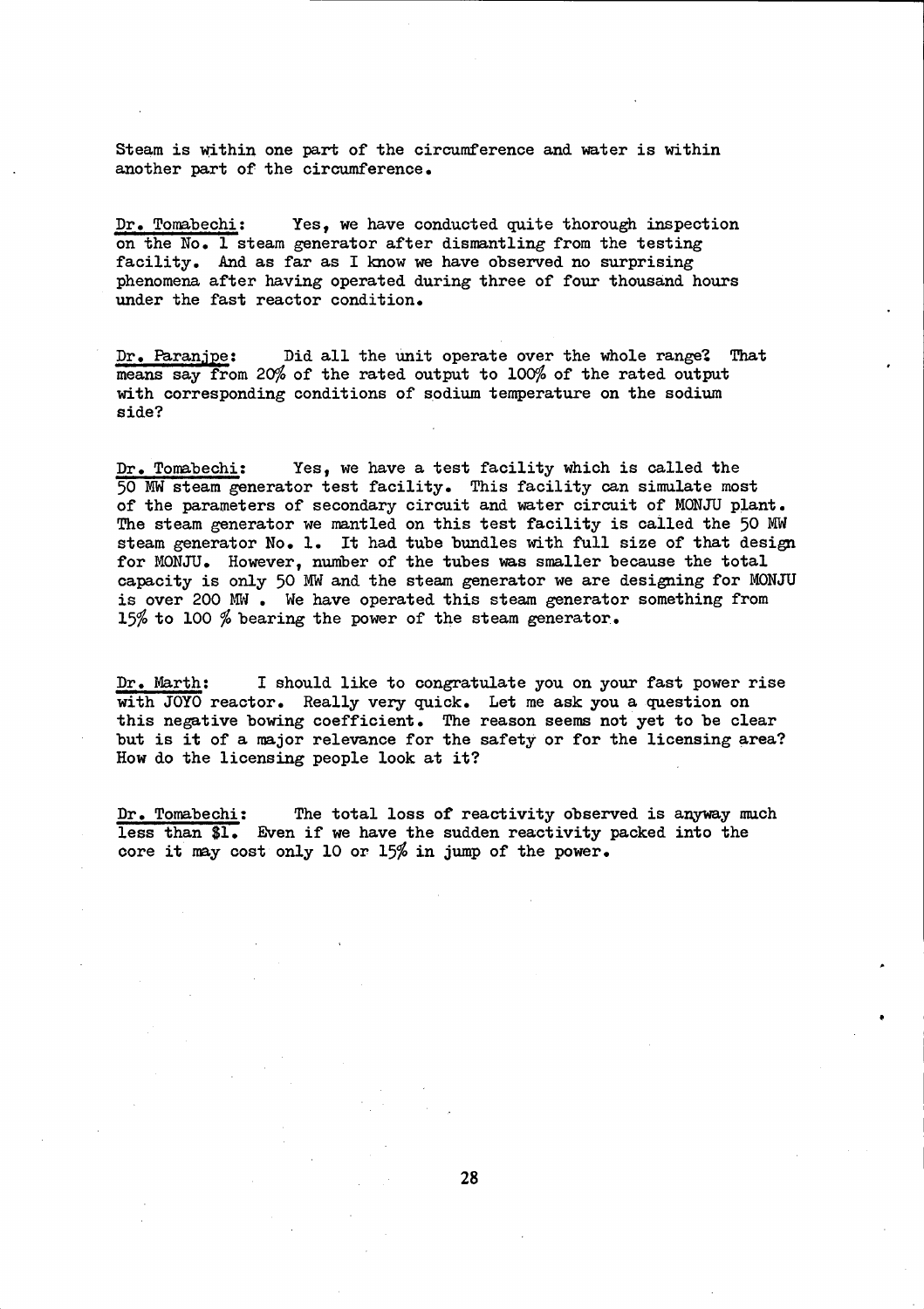Steam is within one part of the circumference and water is within another part of the circumference.

Dr. Tomabechi: Yes, we have conducted quite thorough inspection on the No. 1 steam generator after dismantling from the testing facility. And as far as I know we have observed no surprising phenomena after having operated during three of four thousand hours under the fast reactor condition.

Dr. Paranjpe: Did all the unit operate over the whole range? That means say from 20% of the rated output to 100% of the rated output with corresponding conditions of sodium temperature on the sodium side?

Dr. Tomabechi: Yes, we have a test facility which is called the 50 MW steam generator test facility. This facility can simulate most of the parameters of secondary circuit and water circuit of MONJU plant. The steam generator we mantled on this test facility is called the 50 MW steam generator No. 1. It had tube bundles with full size of that design for MONJU. However, number of the tubes was smaller because the total capacity is only 50 MW and the steam generator we are designing for MONJU is over 200 MW. We have operated this steam generator something from 15% to 100 % bearing the power of the steam generator.

Dr. Marth: I should like to congratulate you on your fast power rise with JOYO reactor. Really very quick. Let me ask you a question on this negative bowing coefficient. The reason seems not yet to be clear but is it of a major relevance for the safety or for the licensing area? How do the licensing people look at it?

Dr. Tomabechi: The total loss of reactivity observed is anyway much less than $1. Even if we have the sudden reactivity packed into the core it may cost only 10 or 15% in jump of the power.